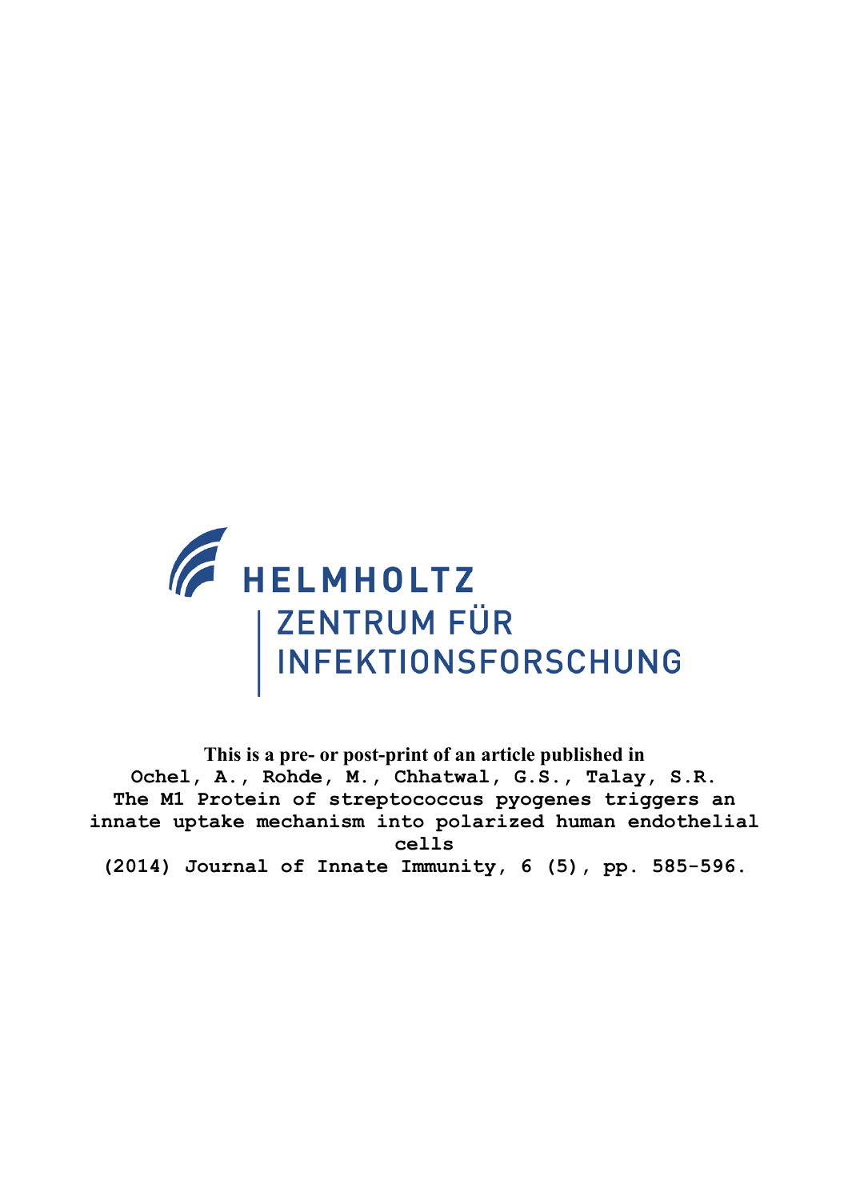HELMHOLTZ

ZENTRUM FÜR INFEKTIONSFORSCHUNG

**This is a pre- or post-print of an article published in**

Ochel, A., Rohde, M., Chhatwal, G.S., Talay, S.R.

The M1 Protein of streptococcus pyogenes triggers an innate uptake mechanism into polarized human endothelial cells

(2014) Journal of Innate Immunity, 6 (5), pp. 585-596.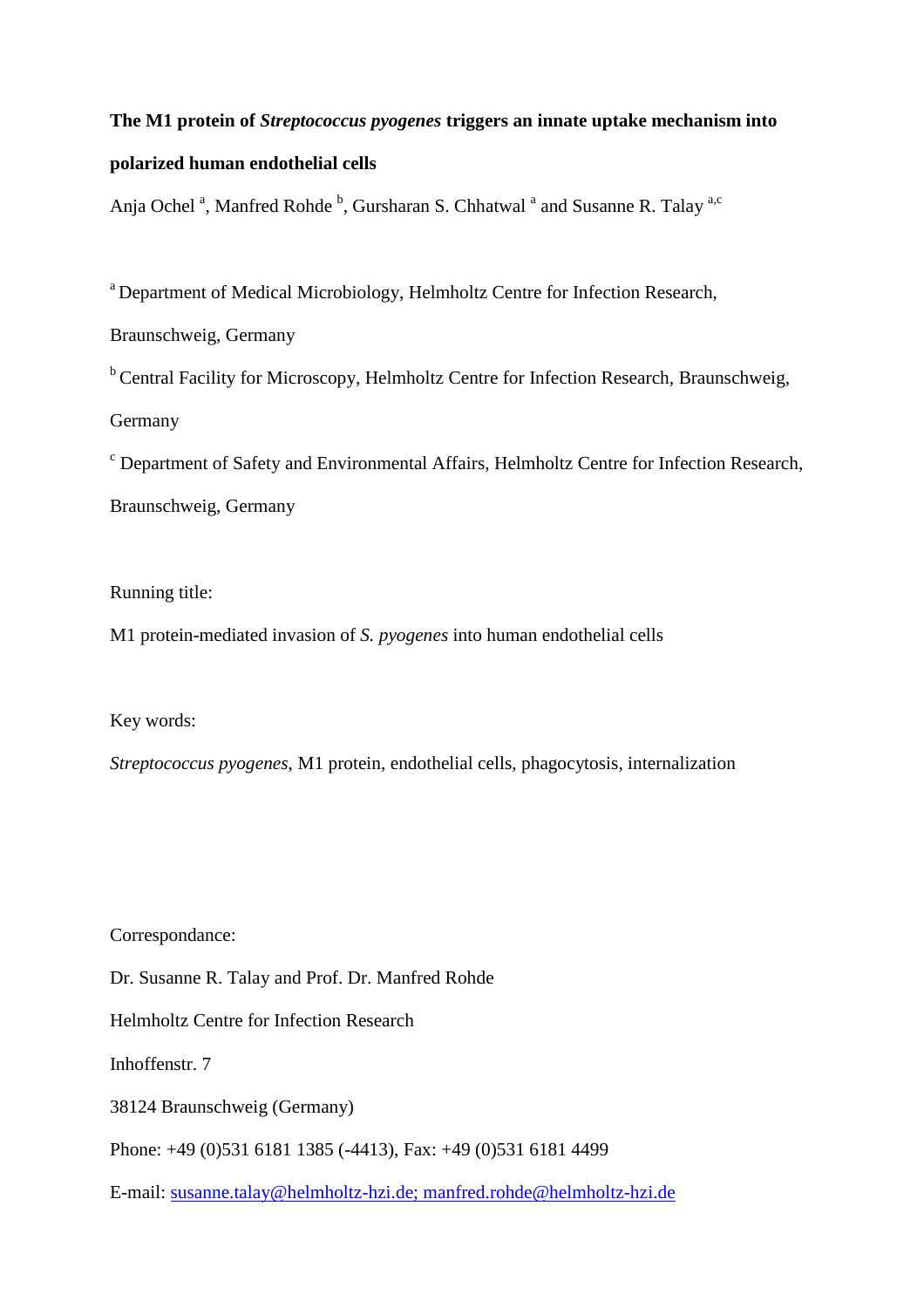**The M1 protein of *Streptococcus pyogenes* triggers an innate uptake mechanism into polarized human endothelial cells**

Anja Ochel [a], Manfred Rohde [b], Gursharan S. Chhatwal [a] and Susanne R. Talay [a,c]

[a] Department of Medical Microbiology, Helmholtz Centre for Infection Research, Braunschweig, Germany

[b] Central Facility for Microscopy, Helmholtz Centre for Infection Research, Braunschweig, Germany

[c] Department of Safety and Environmental Affairs, Helmholtz Centre for Infection Research, Braunschweig, Germany

Running title:

M1 protein-mediated invasion of *S. pyogenes* into human endothelial cells

Key words:

*Streptococcus pyogenes*, M1 protein, endothelial cells, phagocytosis, internalization

Correspondance:

Dr. Susanne R. Talay and Prof. Dr. Manfred Rohde

Helmholtz Centre for Infection Research

Inhoffenstr. 7

38124 Braunschweig (Germany)

Phone: +49 (0)531 6181 1385 (-4413), Fax: +49 (0)531 6181 4499

E-mail: susanne.talay@helmholtz-hzi.de; manfred.rohde@helmholtz-hzi.de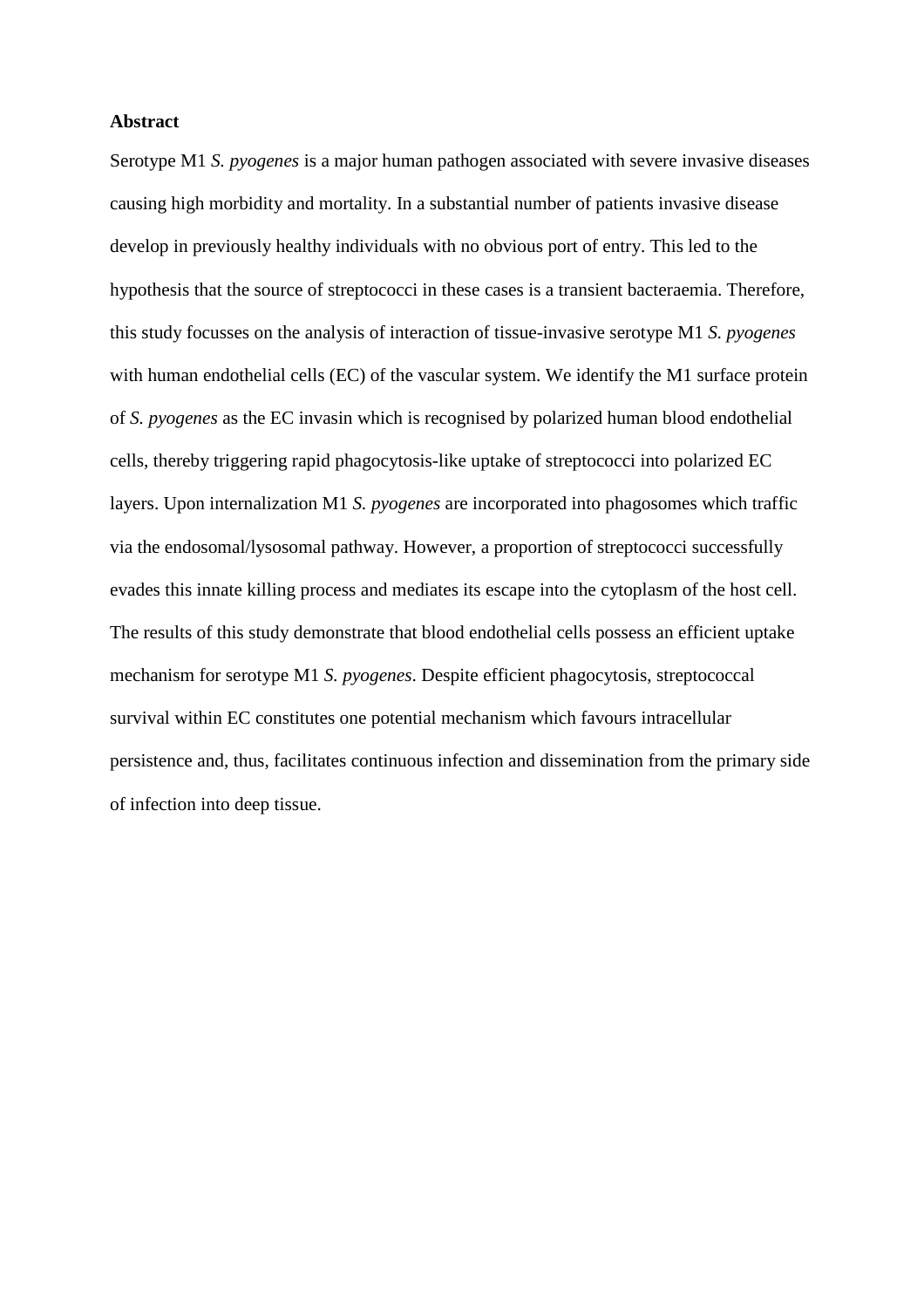**Abstract**

Serotype M1 *S. pyogenes* is a major human pathogen associated with severe invasive diseases causing high morbidity and mortality. In a substantial number of patients invasive disease develop in previously healthy individuals with no obvious port of entry. This led to the hypothesis that the source of streptococci in these cases is a transient bacteraemia. Therefore, this study focusses on the analysis of interaction of tissue-invasive serotype M1 *S. pyogenes* with human endothelial cells (EC) of the vascular system. We identify the M1 surface protein of *S. pyogenes* as the EC invasin which is recognised by polarized human blood endothelial cells, thereby triggering rapid phagocytosis-like uptake of streptococci into polarized EC layers. Upon internalization M1 *S. pyogenes* are incorporated into phagosomes which traffic via the endosomal/lysosomal pathway. However, a proportion of streptococci successfully evades this innate killing process and mediates its escape into the cytoplasm of the host cell. The results of this study demonstrate that blood endothelial cells possess an efficient uptake mechanism for serotype M1 *S. pyogenes*. Despite efficient phagocytosis, streptococcal survival within EC constitutes one potential mechanism which favours intracellular persistence and, thus, facilitates continuous infection and dissemination from the primary side of infection into deep tissue.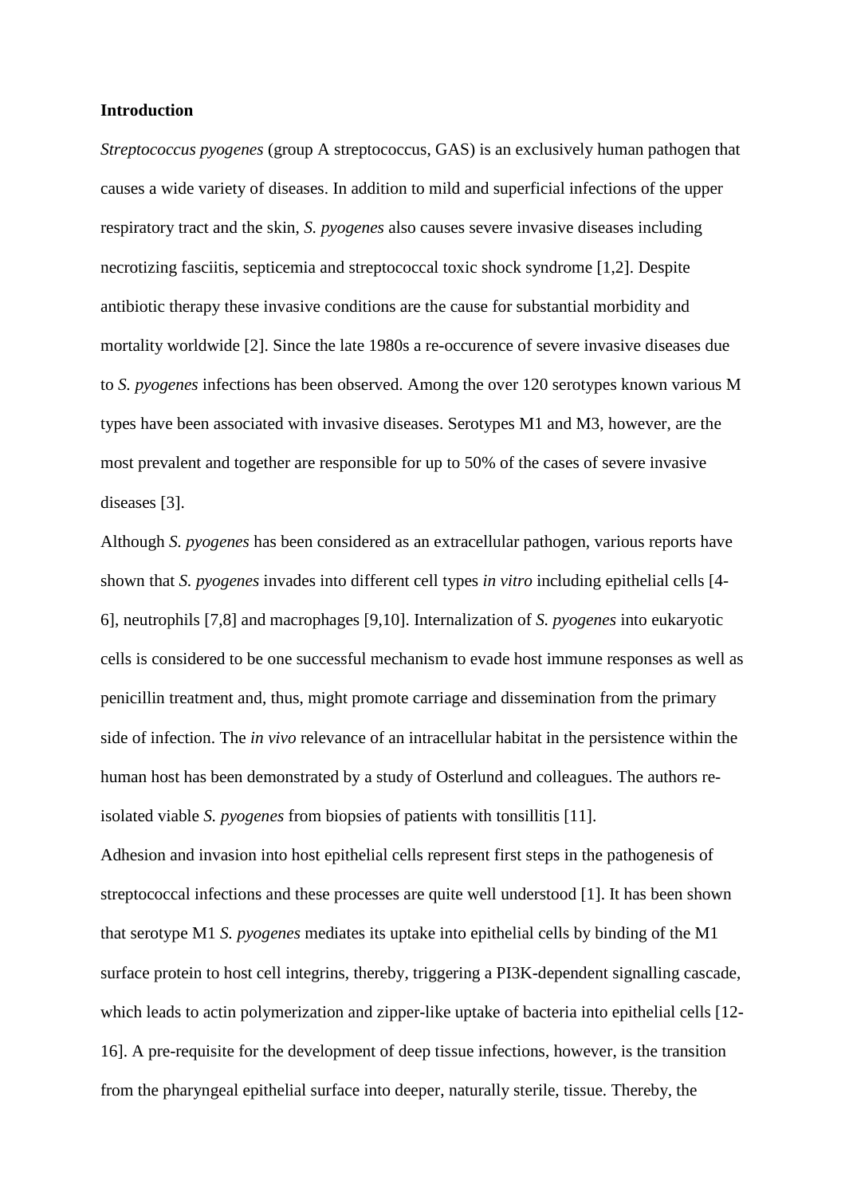## Introduction

*Streptococcus pyogenes* (group A streptococcus, GAS) is an exclusively human pathogen that causes a wide variety of diseases. In addition to mild and superficial infections of the upper respiratory tract and the skin, *S. pyogenes* also causes severe invasive diseases including necrotizing fasciitis, septicemia and streptococcal toxic shock syndrome [1,2]. Despite antibiotic therapy these invasive conditions are the cause for substantial morbidity and mortality worldwide [2]. Since the late 1980s a re-occurence of severe invasive diseases due to *S. pyogenes* infections has been observed. Among the over 120 serotypes known various M types have been associated with invasive diseases. Serotypes M1 and M3, however, are the most prevalent and together are responsible for up to 50% of the cases of severe invasive diseases [3].

Although *S. pyogenes* has been considered as an extracellular pathogen, various reports have shown that *S. pyogenes* invades into different cell types *in vitro* including epithelial cells [4-6], neutrophils [7,8] and macrophages [9,10]. Internalization of *S. pyogenes* into eukaryotic cells is considered to be one successful mechanism to evade host immune responses as well as penicillin treatment and, thus, might promote carriage and dissemination from the primary side of infection. The *in vivo* relevance of an intracellular habitat in the persistence within the human host has been demonstrated by a study of Osterlund and colleagues. The authors re-isolated viable *S. pyogenes* from biopsies of patients with tonsillitis [11].

Adhesion and invasion into host epithelial cells represent first steps in the pathogenesis of streptococcal infections and these processes are quite well understood [1]. It has been shown that serotype M1 *S. pyogenes* mediates its uptake into epithelial cells by binding of the M1 surface protein to host cell integrins, thereby, triggering a PI3K-dependent signalling cascade, which leads to actin polymerization and zipper-like uptake of bacteria into epithelial cells [12-16]. A pre-requisite for the development of deep tissue infections, however, is the transition from the pharyngeal epithelial surface into deeper, naturally sterile, tissue. Thereby, the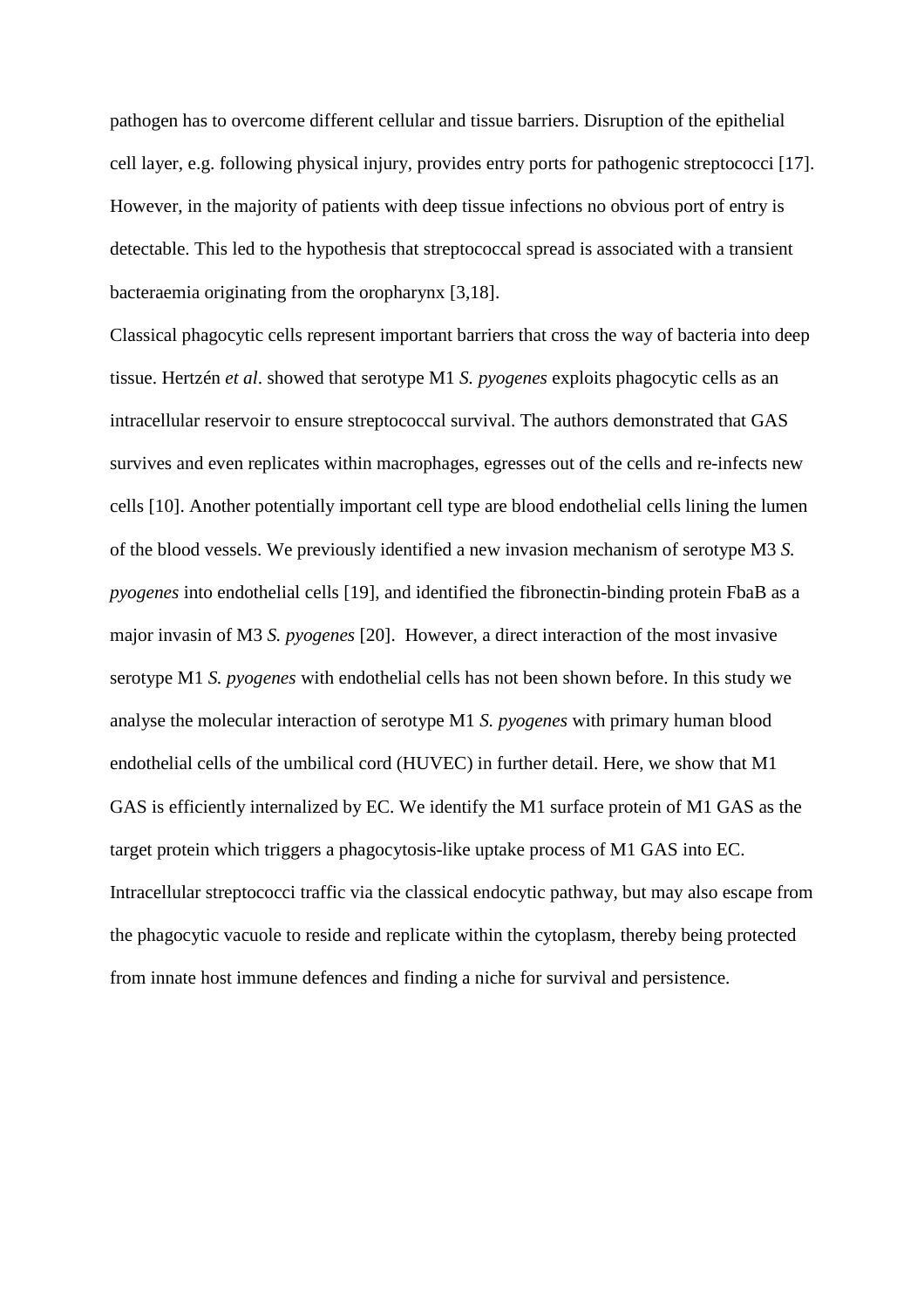pathogen has to overcome different cellular and tissue barriers. Disruption of the epithelial cell layer, e.g. following physical injury, provides entry ports for pathogenic streptococci [17]. However, in the majority of patients with deep tissue infections no obvious port of entry is detectable. This led to the hypothesis that streptococcal spread is associated with a transient bacteraemia originating from the oropharynx [3,18].

Classical phagocytic cells represent important barriers that cross the way of bacteria into deep tissue. Hertzén *et al*. showed that serotype M1 *S. pyogenes* exploits phagocytic cells as an intracellular reservoir to ensure streptococcal survival. The authors demonstrated that GAS survives and even replicates within macrophages, egresses out of the cells and re-infects new cells [10]. Another potentially important cell type are blood endothelial cells lining the lumen of the blood vessels. We previously identified a new invasion mechanism of serotype M3 *S. pyogenes* into endothelial cells [19], and identified the fibronectin-binding protein FbaB as a major invasin of M3 *S. pyogenes* [20]. However, a direct interaction of the most invasive serotype M1 *S. pyogenes* with endothelial cells has not been shown before. In this study we analyse the molecular interaction of serotype M1 *S. pyogenes* with primary human blood endothelial cells of the umbilical cord (HUVEC) in further detail. Here, we show that M1 GAS is efficiently internalized by EC. We identify the M1 surface protein of M1 GAS as the target protein which triggers a phagocytosis-like uptake process of M1 GAS into EC. Intracellular streptococci traffic via the classical endocytic pathway, but may also escape from the phagocytic vacuole to reside and replicate within the cytoplasm, thereby being protected from innate host immune defences and finding a niche for survival and persistence.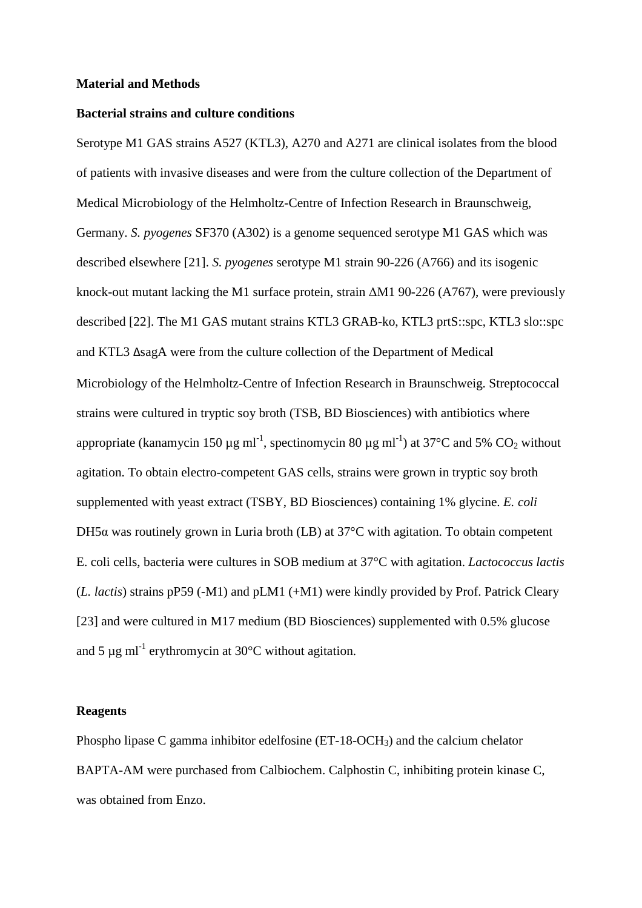# Material and Methods

## Bacterial strains and culture conditions

Serotype M1 GAS strains A527 (KTL3), A270 and A271 are clinical isolates from the blood of patients with invasive diseases and were from the culture collection of the Department of Medical Microbiology of the Helmholtz-Centre of Infection Research in Braunschweig, Germany. *S. pyogenes* SF370 (A302) is a genome sequenced serotype M1 GAS which was described elsewhere [21]. *S. pyogenes* serotype M1 strain 90-226 (A766) and its isogenic knock-out mutant lacking the M1 surface protein, strain ΔM1 90-226 (A767), were previously described [22]. The M1 GAS mutant strains KTL3 GRAB-ko, KTL3 prtS::spc, KTL3 slo::spc and KTL3 ΔsagA were from the culture collection of the Department of Medical Microbiology of the Helmholtz-Centre of Infection Research in Braunschweig. Streptococcal strains were cultured in tryptic soy broth (TSB, BD Biosciences) with antibiotics where appropriate (kanamycin 150 µg $ml^{-1}$, spectinomycin 80 µg $ml^{-1}$) at 37°C and 5% $CO_2$ without agitation. To obtain electro-competent GAS cells, strains were grown in tryptic soy broth supplemented with yeast extract (TSBY, BD Biosciences) containing 1% glycine. *E. coli* DH5α was routinely grown in Luria broth (LB) at 37°C with agitation. To obtain competent E. coli cells, bacteria were cultures in SOB medium at 37°C with agitation. *Lactococcus lactis* (*L. lactis*) strains pP59 (-M1) and pLM1 (+M1) were kindly provided by Prof. Patrick Cleary [23] and were cultured in M17 medium (BD Biosciences) supplemented with 0.5% glucose and 5 µg $ml^{-1}$ erythromycin at 30°C without agitation.

## Reagents

Phospho lipase C gamma inhibitor edelfosine (ET-18-$OCH_3$) and the calcium chelator BAPTA-AM were purchased from Calbiochem. Calphostin C, inhibiting protein kinase C, was obtained from Enzo.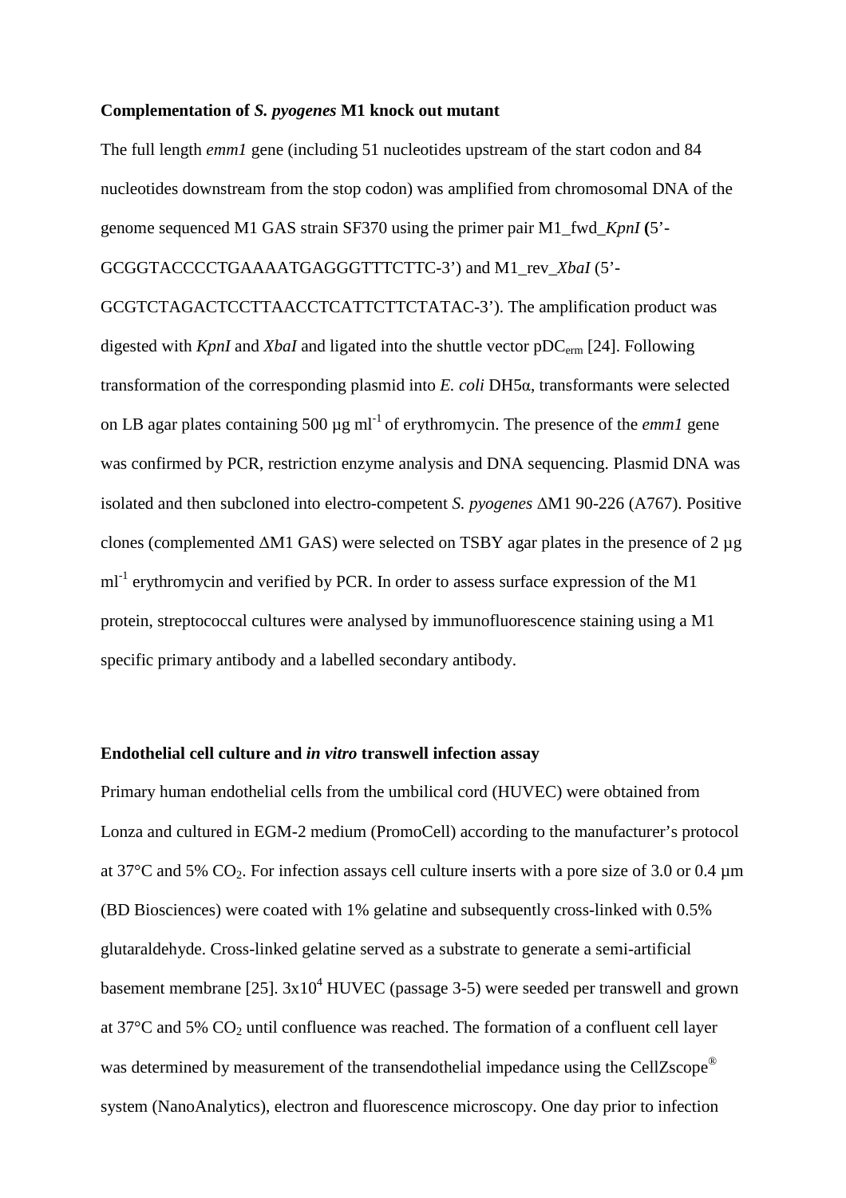**Complementation of *S. pyogenes* M1 knock out mutant**

The full length *emm1* gene (including 51 nucleotides upstream of the start codon and 84 nucleotides downstream from the stop codon) was amplified from chromosomal DNA of the genome sequenced M1 GAS strain SF370 using the primer pair M1_fwd_*KpnI* (5'-GCGGTACCCCTGAAAATGAGGGTTTCTTC-3') and M1_rev_*XbaI* (5'-GCGTCTAGACTCCTTAACCTCATTCTTCTATAC-3'). The amplification product was digested with *KpnI* and *XbaI* and ligated into the shuttle vector $pDC_{erm}$ [24]. Following transformation of the corresponding plasmid into *E. coli* DH5α, transformants were selected on LB agar plates containing 500 µg $ml^{-1}$ of erythromycin. The presence of the *emm1* gene was confirmed by PCR, restriction enzyme analysis and DNA sequencing. Plasmid DNA was isolated and then subcloned into electro-competent *S. pyogenes* ΔM1 90-226 (A767). Positive clones (complemented ΔM1 GAS) were selected on TSBY agar plates in the presence of 2 µg $ml^{-1}$ erythromycin and verified by PCR. In order to assess surface expression of the M1 protein, streptococcal cultures were analysed by immunofluorescence staining using a M1 specific primary antibody and a labelled secondary antibody.

**Endothelial cell culture and *in vitro* transwell infection assay**

Primary human endothelial cells from the umbilical cord (HUVEC) were obtained from Lonza and cultured in EGM-2 medium (PromoCell) according to the manufacturer's protocol at 37°C and 5% $CO_2$. For infection assays cell culture inserts with a pore size of 3.0 or 0.4 µm (BD Biosciences) were coated with 1% gelatine and subsequently cross-linked with 0.5% glutaraldehyde. Cross-linked gelatine served as a substrate to generate a semi-artificial basement membrane [25]. $3x10^4$ HUVEC (passage 3-5) were seeded per transwell and grown at 37°C and 5% $CO_2$ until confluence was reached. The formation of a confluent cell layer was determined by measurement of the transendothelial impedance using the CellZscope® system (NanoAnalytics), electron and fluorescence microscopy. One day prior to infection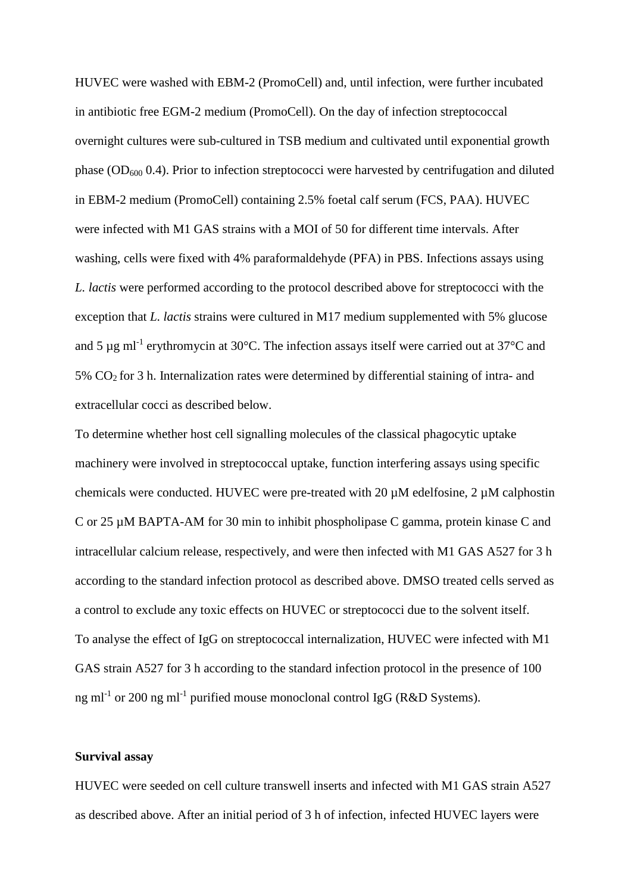HUVEC were washed with EBM-2 (PromoCell) and, until infection, were further incubated in antibiotic free EGM-2 medium (PromoCell). On the day of infection streptococcal overnight cultures were sub-cultured in TSB medium and cultivated until exponential growth phase ($OD_{600}$ 0.4). Prior to infection streptococci were harvested by centrifugation and diluted in EBM-2 medium (PromoCell) containing 2.5% foetal calf serum (FCS, PAA). HUVEC were infected with M1 GAS strains with a MOI of 50 for different time intervals. After washing, cells were fixed with 4% paraformaldehyde (PFA) in PBS. Infections assays using *L. lactis* were performed according to the protocol described above for streptococci with the exception that *L. lactis* strains were cultured in M17 medium supplemented with 5% glucose and 5 µg $ml^{-1}$ erythromycin at 30°C. The infection assays itself were carried out at 37°C and 5% $CO_2$ for 3 h. Internalization rates were determined by differential staining of intra- and extracellular cocci as described below.

To determine whether host cell signalling molecules of the classical phagocytic uptake machinery were involved in streptococcal uptake, function interfering assays using specific chemicals were conducted. HUVEC were pre-treated with 20 µM edelfosine, 2 µM calphostin C or 25 µM BAPTA-AM for 30 min to inhibit phospholipase C gamma, protein kinase C and intracellular calcium release, respectively, and were then infected with M1 GAS A527 for 3 h according to the standard infection protocol as described above. DMSO treated cells served as a control to exclude any toxic effects on HUVEC or streptococci due to the solvent itself.

To analyse the effect of IgG on streptococcal internalization, HUVEC were infected with M1 GAS strain A527 for 3 h according to the standard infection protocol in the presence of 100 ng $ml^{-1}$ or 200 ng $ml^{-1}$ purified mouse monoclonal control IgG (R&D Systems).

**Survival assay**

HUVEC were seeded on cell culture transwell inserts and infected with M1 GAS strain A527 as described above. After an initial period of 3 h of infection, infected HUVEC layers were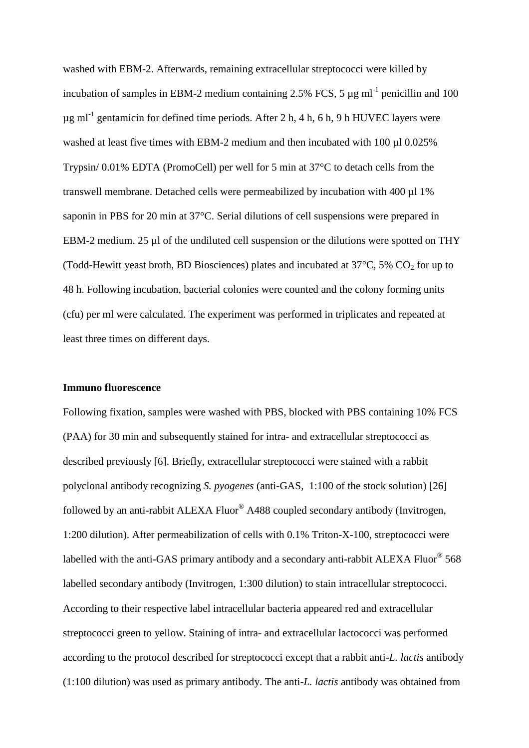washed with EBM-2. Afterwards, remaining extracellular streptococci were killed by incubation of samples in EBM-2 medium containing 2.5% FCS, 5 µg $ml^{-1}$ penicillin and 100 µg $ml^{-1}$ gentamicin for defined time periods. After 2 h, 4 h, 6 h, 9 h HUVEC layers were washed at least five times with EBM-2 medium and then incubated with 100 µl 0.025% Trypsin/ 0.01% EDTA (PromoCell) per well for 5 min at 37°C to detach cells from the transwell membrane. Detached cells were permeabilized by incubation with 400 µl 1% saponin in PBS for 20 min at 37°C. Serial dilutions of cell suspensions were prepared in EBM-2 medium. 25 µl of the undiluted cell suspension or the dilutions were spotted on THY (Todd-Hewitt yeast broth, BD Biosciences) plates and incubated at 37°C, 5% $CO_2$ for up to 48 h. Following incubation, bacterial colonies were counted and the colony forming units (cfu) per ml were calculated. The experiment was performed in triplicates and repeated at least three times on different days.

**Immuno fluorescence**

Following fixation, samples were washed with PBS, blocked with PBS containing 10% FCS (PAA) for 30 min and subsequently stained for intra- and extracellular streptococci as described previously [6]. Briefly, extracellular streptococci were stained with a rabbit polyclonal antibody recognizing *S. pyogenes* (anti-GAS, 1:100 of the stock solution) [26] followed by an anti-rabbit ALEXA Fluor® A488 coupled secondary antibody (Invitrogen, 1:200 dilution). After permeabilization of cells with 0.1% Triton-X-100, streptococci were labelled with the anti-GAS primary antibody and a secondary anti-rabbit ALEXA Fluor® 568 labelled secondary antibody (Invitrogen, 1:300 dilution) to stain intracellular streptococci. According to their respective label intracellular bacteria appeared red and extracellular streptococci green to yellow. Staining of intra- and extracellular lactococci was performed according to the protocol described for streptococci except that a rabbit anti-*L. lactis* antibody (1:100 dilution) was used as primary antibody. The anti-*L. lactis* antibody was obtained from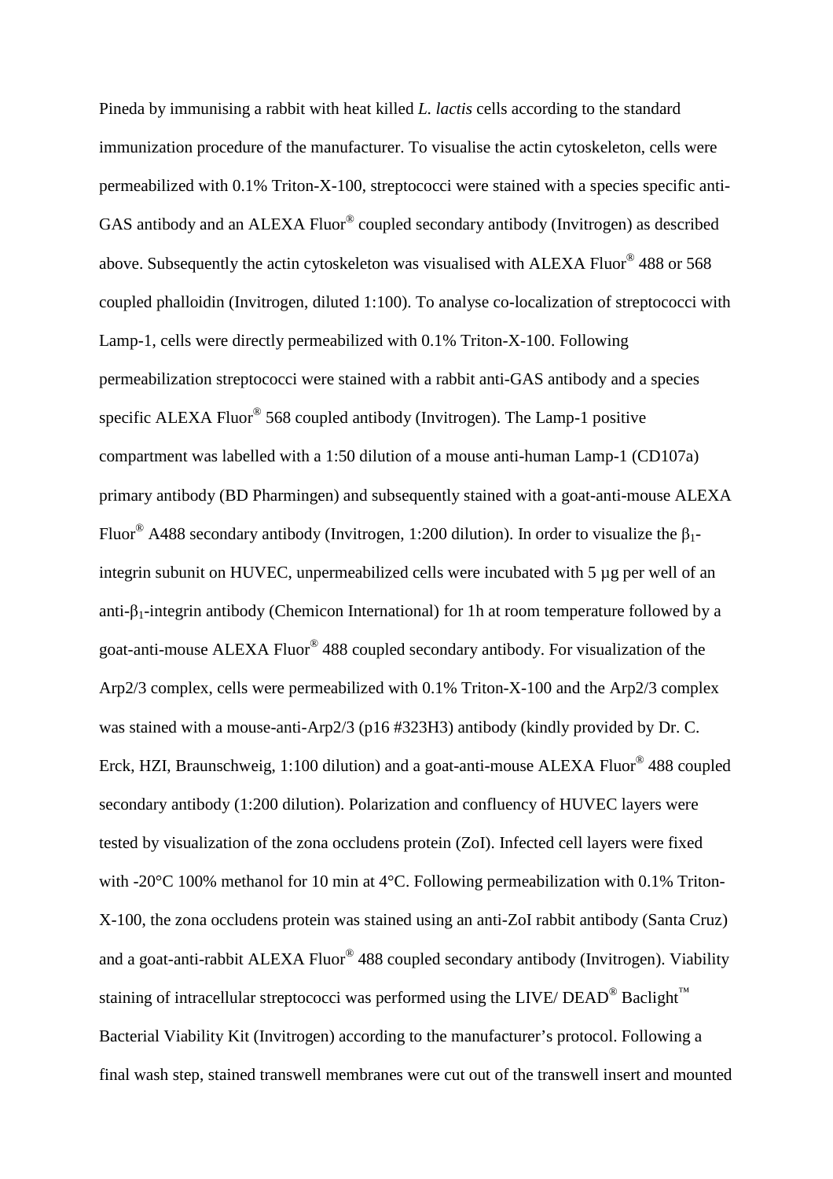Pineda by immunising a rabbit with heat killed *L. lactis* cells according to the standard immunization procedure of the manufacturer. To visualise the actin cytoskeleton, cells were permeabilized with 0.1% Triton-X-100, streptococci were stained with a species specific anti-GAS antibody and an ALEXA Fluor® coupled secondary antibody (Invitrogen) as described above. Subsequently the actin cytoskeleton was visualised with ALEXA Fluor® 488 or 568 coupled phalloidin (Invitrogen, diluted 1:100). To analyse co-localization of streptococci with Lamp-1, cells were directly permeabilized with 0.1% Triton-X-100. Following permeabilization streptococci were stained with a rabbit anti-GAS antibody and a species specific ALEXA Fluor® 568 coupled antibody (Invitrogen). The Lamp-1 positive compartment was labelled with a 1:50 dilution of a mouse anti-human Lamp-1 (CD107a) primary antibody (BD Pharmingen) and subsequently stained with a goat-anti-mouse ALEXA Fluor® A488 secondary antibody (Invitrogen, 1:200 dilution). In order to visualize the $\beta_1$-integrin subunit on HUVEC, unpermeabilized cells were incubated with 5 µg per well of an anti-$\beta_1$-integrin antibody (Chemicon International) for 1h at room temperature followed by a goat-anti-mouse ALEXA Fluor® 488 coupled secondary antibody. For visualization of the Arp2/3 complex, cells were permeabilized with 0.1% Triton-X-100 and the Arp2/3 complex was stained with a mouse-anti-Arp2/3 (p16 #323H3) antibody (kindly provided by Dr. C. Erck, HZI, Braunschweig, 1:100 dilution) and a goat-anti-mouse ALEXA Fluor® 488 coupled secondary antibody (1:200 dilution). Polarization and confluency of HUVEC layers were tested by visualization of the zona occludens protein (ZoI). Infected cell layers were fixed with -20°C 100% methanol for 10 min at 4°C. Following permeabilization with 0.1% Triton-X-100, the zona occludens protein was stained using an anti-ZoI rabbit antibody (Santa Cruz) and a goat-anti-rabbit ALEXA Fluor® 488 coupled secondary antibody (Invitrogen). Viability staining of intracellular streptococci was performed using the LIVE/ DEAD® Baclight™ Bacterial Viability Kit (Invitrogen) according to the manufacturer's protocol. Following a final wash step, stained transwell membranes were cut out of the transwell insert and mounted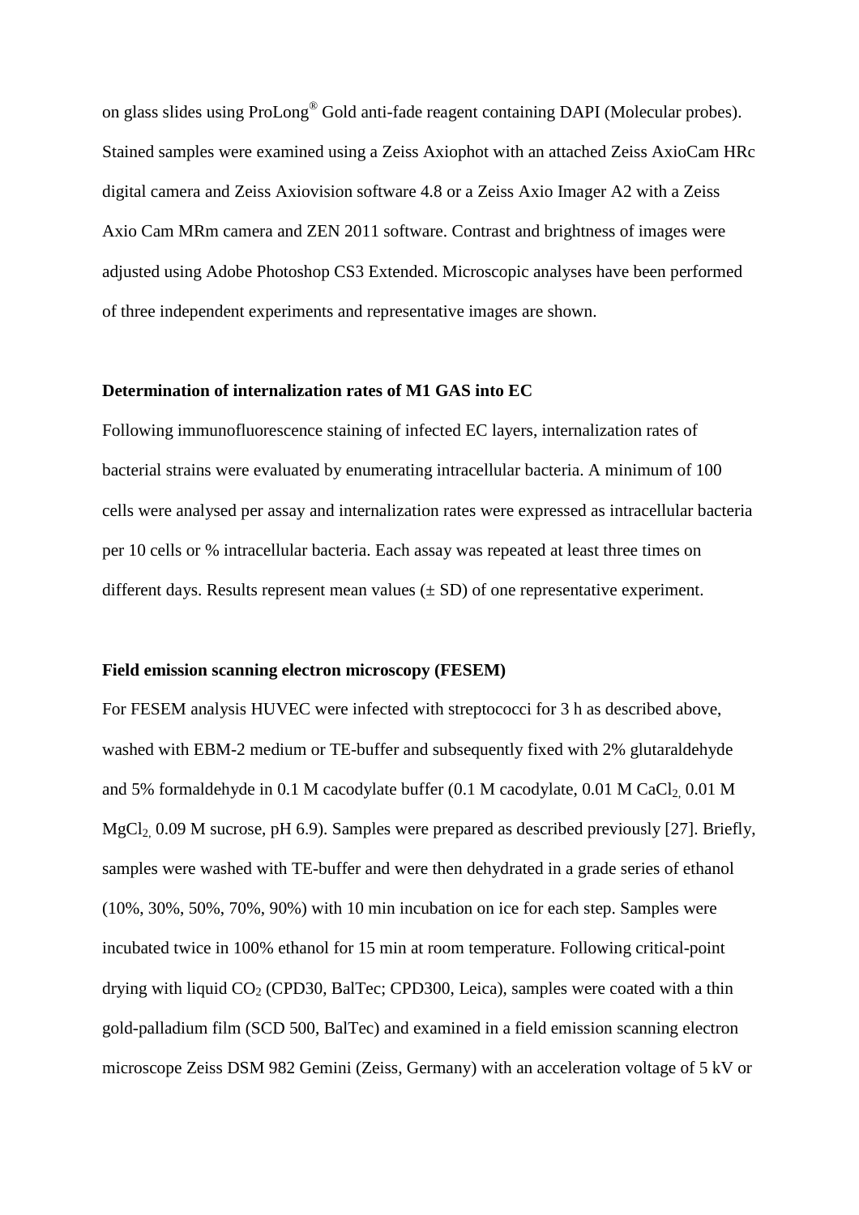on glass slides using ProLong® Gold anti-fade reagent containing DAPI (Molecular probes). Stained samples were examined using a Zeiss Axiophot with an attached Zeiss AxioCam HRc digital camera and Zeiss Axiovision software 4.8 or a Zeiss Axio Imager A2 with a Zeiss Axio Cam MRm camera and ZEN 2011 software. Contrast and brightness of images were adjusted using Adobe Photoshop CS3 Extended. Microscopic analyses have been performed of three independent experiments and representative images are shown.

**Determination of internalization rates of M1 GAS into EC**

Following immunofluorescence staining of infected EC layers, internalization rates of bacterial strains were evaluated by enumerating intracellular bacteria. A minimum of 100 cells were analysed per assay and internalization rates were expressed as intracellular bacteria per 10 cells or % intracellular bacteria. Each assay was repeated at least three times on different days. Results represent mean values (± SD) of one representative experiment.

**Field emission scanning electron microscopy (FESEM)**

For FESEM analysis HUVEC were infected with streptococci for 3 h as described above, washed with EBM-2 medium or TE-buffer and subsequently fixed with 2% glutaraldehyde and 5% formaldehyde in 0.1 M cacodylate buffer (0.1 M cacodylate, 0.01 M $CaCl_2$, 0.01 M $MgCl_2$, 0.09 M sucrose, pH 6.9). Samples were prepared as described previously [27]. Briefly, samples were washed with TE-buffer and were then dehydrated in a grade series of ethanol (10%, 30%, 50%, 70%, 90%) with 10 min incubation on ice for each step. Samples were incubated twice in 100% ethanol for 15 min at room temperature. Following critical-point drying with liquid $CO_2$ (CPD30, BalTec; CPD300, Leica), samples were coated with a thin gold-palladium film (SCD 500, BalTec) and examined in a field emission scanning electron microscope Zeiss DSM 982 Gemini (Zeiss, Germany) with an acceleration voltage of 5 kV or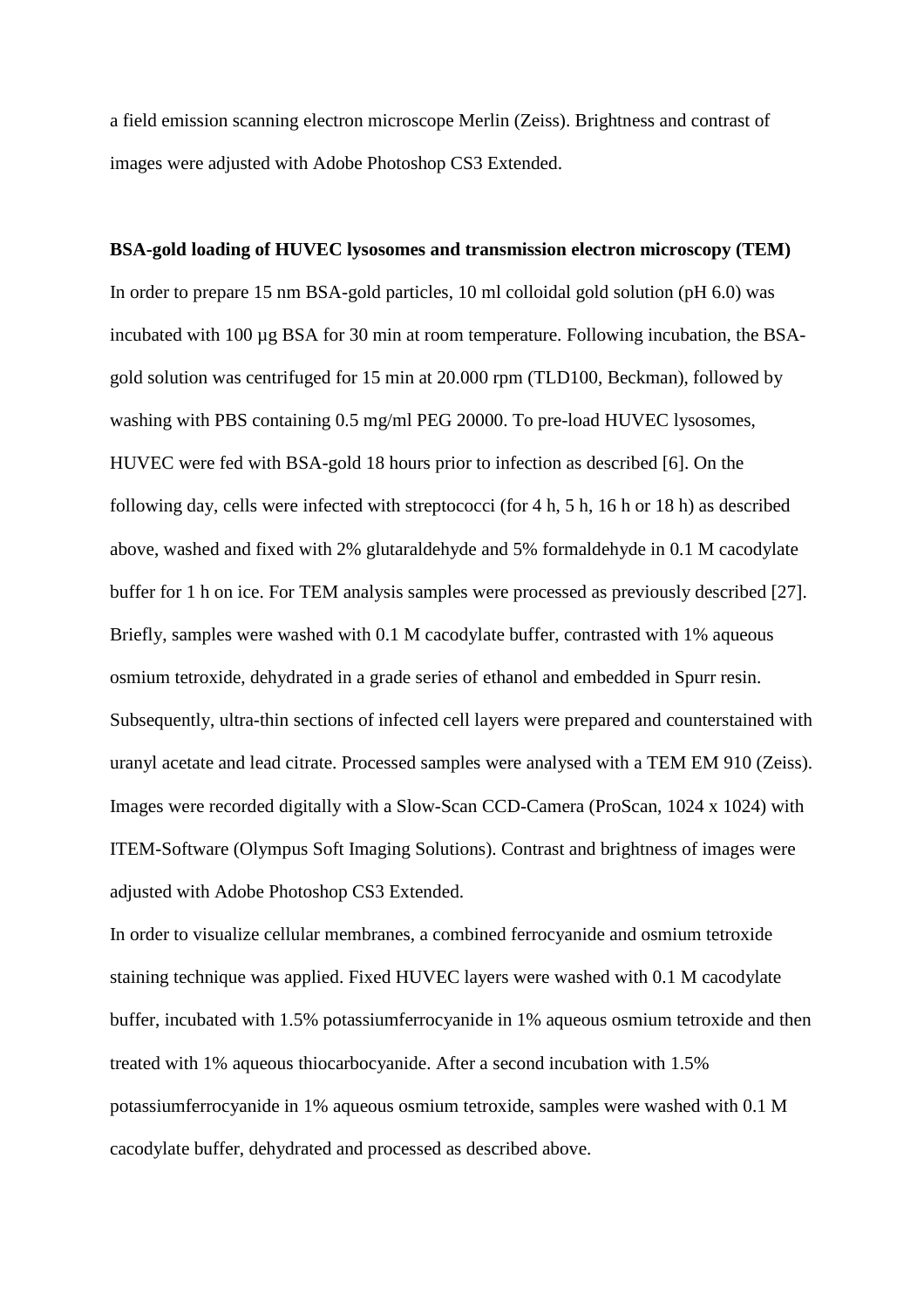a field emission scanning electron microscope Merlin (Zeiss). Brightness and contrast of images were adjusted with Adobe Photoshop CS3 Extended.

**BSA-gold loading of HUVEC lysosomes and transmission electron microscopy (TEM)**

In order to prepare 15 nm BSA-gold particles, 10 ml colloidal gold solution (pH 6.0) was incubated with 100 µg BSA for 30 min at room temperature. Following incubation, the BSA-gold solution was centrifuged for 15 min at 20.000 rpm (TLD100, Beckman), followed by washing with PBS containing 0.5 mg/ml PEG 20000. To pre-load HUVEC lysosomes, HUVEC were fed with BSA-gold 18 hours prior to infection as described [6]. On the following day, cells were infected with streptococci (for 4 h, 5 h, 16 h or 18 h) as described above, washed and fixed with 2% glutaraldehyde and 5% formaldehyde in 0.1 M cacodylate buffer for 1 h on ice. For TEM analysis samples were processed as previously described [27]. Briefly, samples were washed with 0.1 M cacodylate buffer, contrasted with 1% aqueous osmium tetroxide, dehydrated in a grade series of ethanol and embedded in Spurr resin. Subsequently, ultra-thin sections of infected cell layers were prepared and counterstained with uranyl acetate and lead citrate. Processed samples were analysed with a TEM EM 910 (Zeiss). Images were recorded digitally with a Slow-Scan CCD-Camera (ProScan, 1024 x 1024) with ITEM-Software (Olympus Soft Imaging Solutions). Contrast and brightness of images were adjusted with Adobe Photoshop CS3 Extended.

In order to visualize cellular membranes, a combined ferrocyanide and osmium tetroxide staining technique was applied. Fixed HUVEC layers were washed with 0.1 M cacodylate buffer, incubated with 1.5% potassiumferrocyanide in 1% aqueous osmium tetroxide and then treated with 1% aqueous thiocarbocyanide. After a second incubation with 1.5% potassiumferrocyanide in 1% aqueous osmium tetroxide, samples were washed with 0.1 M cacodylate buffer, dehydrated and processed as described above.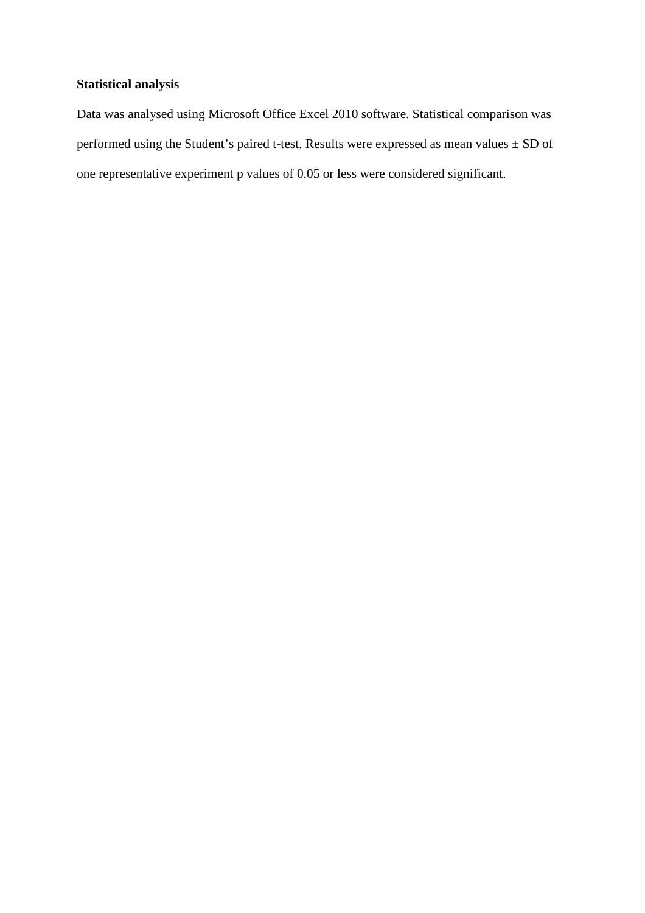**Statistical analysis**

Data was analysed using Microsoft Office Excel 2010 software. Statistical comparison was performed using the Student's paired t-test. Results were expressed as mean values ± SD of one representative experiment p values of 0.05 or less were considered significant.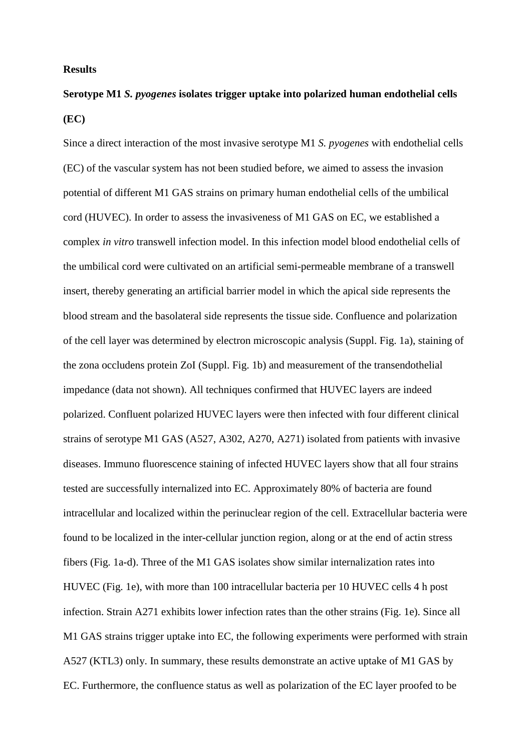**Results**

**Serotype M1 *S. pyogenes* isolates trigger uptake into polarized human endothelial cells (EC)**

Since a direct interaction of the most invasive serotype M1 *S. pyogenes* with endothelial cells (EC) of the vascular system has not been studied before, we aimed to assess the invasion potential of different M1 GAS strains on primary human endothelial cells of the umbilical cord (HUVEC). In order to assess the invasiveness of M1 GAS on EC, we established a complex *in vitro* transwell infection model. In this infection model blood endothelial cells of the umbilical cord were cultivated on an artificial semi-permeable membrane of a transwell insert, thereby generating an artificial barrier model in which the apical side represents the blood stream and the basolateral side represents the tissue side. Confluence and polarization of the cell layer was determined by electron microscopic analysis (Suppl. Fig. 1a), staining of the zona occludens protein ZoI (Suppl. Fig. 1b) and measurement of the transendothelial impedance (data not shown). All techniques confirmed that HUVEC layers are indeed polarized. Confluent polarized HUVEC layers were then infected with four different clinical strains of serotype M1 GAS (A527, A302, A270, A271) isolated from patients with invasive diseases. Immuno fluorescence staining of infected HUVEC layers show that all four strains tested are successfully internalized into EC. Approximately 80% of bacteria are found intracellular and localized within the perinuclear region of the cell. Extracellular bacteria were found to be localized in the inter-cellular junction region, along or at the end of actin stress fibers (Fig. 1a-d). Three of the M1 GAS isolates show similar internalization rates into HUVEC (Fig. 1e), with more than 100 intracellular bacteria per 10 HUVEC cells 4 h post infection. Strain A271 exhibits lower infection rates than the other strains (Fig. 1e). Since all M1 GAS strains trigger uptake into EC, the following experiments were performed with strain A527 (KTL3) only. In summary, these results demonstrate an active uptake of M1 GAS by EC. Furthermore, the confluence status as well as polarization of the EC layer proofed to be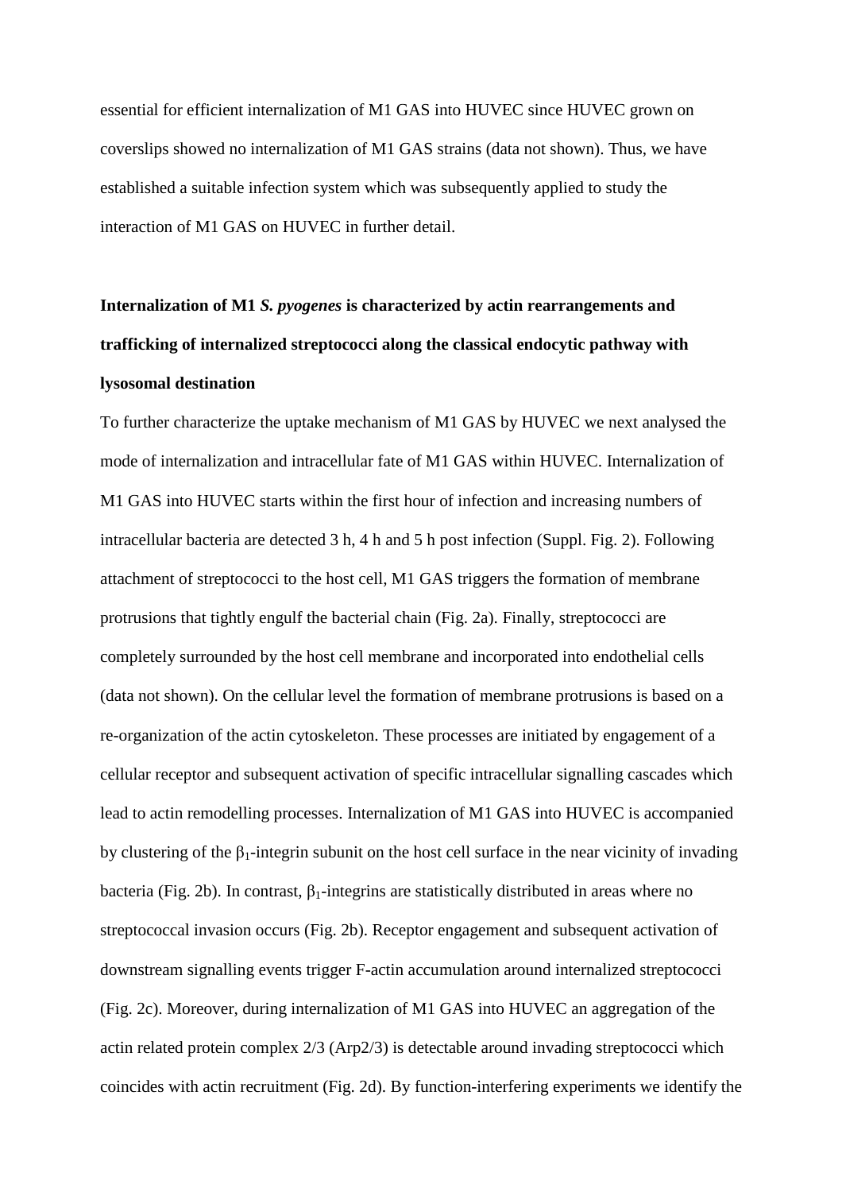essential for efficient internalization of M1 GAS into HUVEC since HUVEC grown on coverslips showed no internalization of M1 GAS strains (data not shown). Thus, we have established a suitable infection system which was subsequently applied to study the interaction of M1 GAS on HUVEC in further detail.

**Internalization of M1 *S. pyogenes* is characterized by actin rearrangements and trafficking of internalized streptococci along the classical endocytic pathway with lysosomal destination**

To further characterize the uptake mechanism of M1 GAS by HUVEC we next analysed the mode of internalization and intracellular fate of M1 GAS within HUVEC. Internalization of M1 GAS into HUVEC starts within the first hour of infection and increasing numbers of intracellular bacteria are detected 3 h, 4 h and 5 h post infection (Suppl. Fig. 2). Following attachment of streptococci to the host cell, M1 GAS triggers the formation of membrane protrusions that tightly engulf the bacterial chain (Fig. 2a). Finally, streptococci are completely surrounded by the host cell membrane and incorporated into endothelial cells (data not shown). On the cellular level the formation of membrane protrusions is based on a re-organization of the actin cytoskeleton. These processes are initiated by engagement of a cellular receptor and subsequent activation of specific intracellular signalling cascades which lead to actin remodelling processes. Internalization of M1 GAS into HUVEC is accompanied by clustering of the $\beta_1$-integrin subunit on the host cell surface in the near vicinity of invading bacteria (Fig. 2b). In contrast, $\beta_1$-integrins are statistically distributed in areas where no streptococcal invasion occurs (Fig. 2b). Receptor engagement and subsequent activation of downstream signalling events trigger F-actin accumulation around internalized streptococci (Fig. 2c). Moreover, during internalization of M1 GAS into HUVEC an aggregation of the actin related protein complex 2/3 (Arp2/3) is detectable around invading streptococci which coincides with actin recruitment (Fig. 2d). By function-interfering experiments we identify the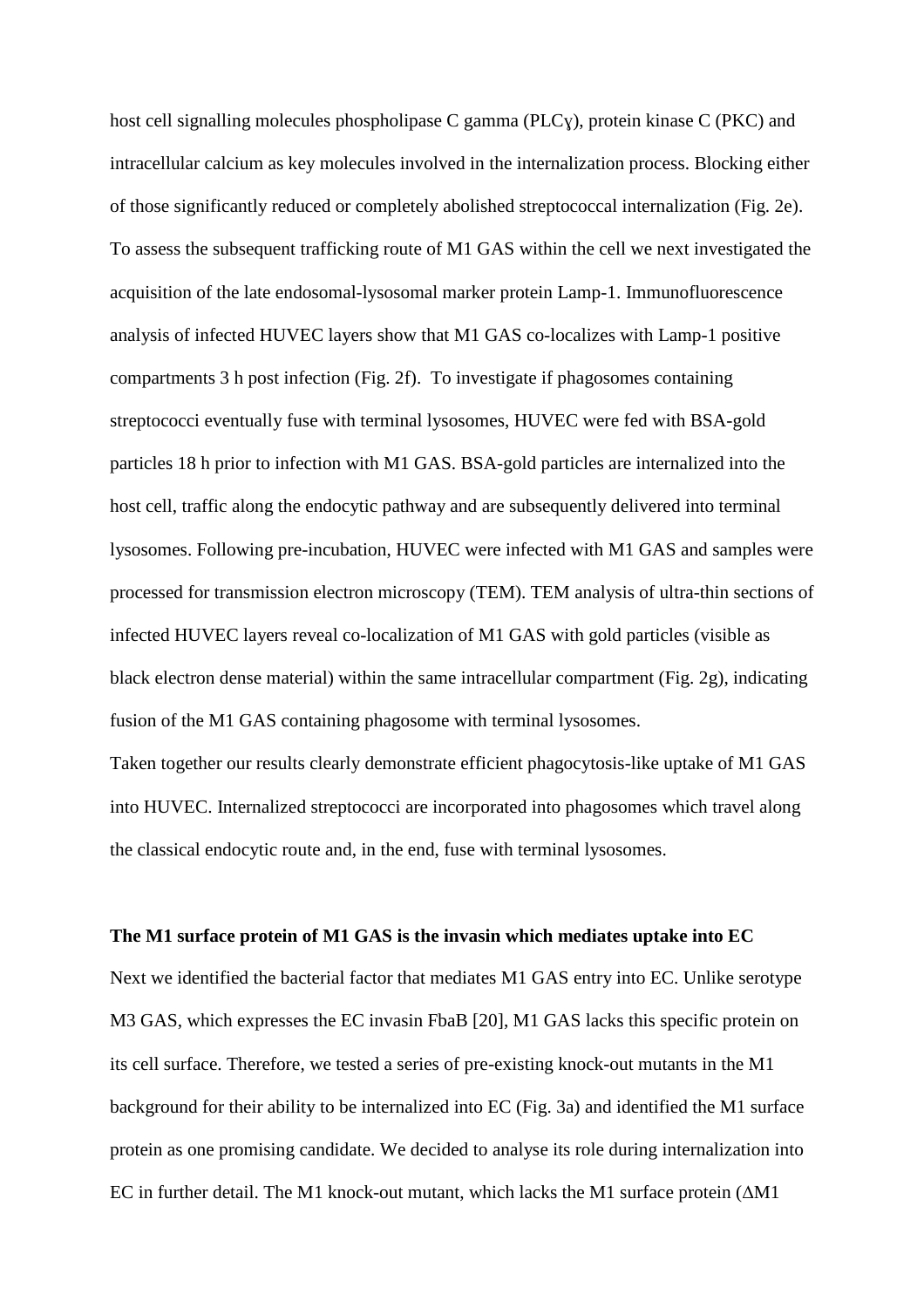host cell signalling molecules phospholipase C gamma (PLCɣ), protein kinase C (PKC) and intracellular calcium as key molecules involved in the internalization process. Blocking either of those significantly reduced or completely abolished streptococcal internalization (Fig. 2e). To assess the subsequent trafficking route of M1 GAS within the cell we next investigated the acquisition of the late endosomal-lysosomal marker protein Lamp-1. Immunofluorescence analysis of infected HUVEC layers show that M1 GAS co-localizes with Lamp-1 positive compartments 3 h post infection (Fig. 2f). To investigate if phagosomes containing streptococci eventually fuse with terminal lysosomes, HUVEC were fed with BSA-gold particles 18 h prior to infection with M1 GAS. BSA-gold particles are internalized into the host cell, traffic along the endocytic pathway and are subsequently delivered into terminal lysosomes. Following pre-incubation, HUVEC were infected with M1 GAS and samples were processed for transmission electron microscopy (TEM). TEM analysis of ultra-thin sections of infected HUVEC layers reveal co-localization of M1 GAS with gold particles (visible as black electron dense material) within the same intracellular compartment (Fig. 2g), indicating fusion of the M1 GAS containing phagosome with terminal lysosomes.

Taken together our results clearly demonstrate efficient phagocytosis-like uptake of M1 GAS into HUVEC. Internalized streptococci are incorporated into phagosomes which travel along the classical endocytic route and, in the end, fuse with terminal lysosomes.

**The M1 surface protein of M1 GAS is the invasin which mediates uptake into EC**

Next we identified the bacterial factor that mediates M1 GAS entry into EC. Unlike serotype M3 GAS, which expresses the EC invasin FbaB [20], M1 GAS lacks this specific protein on its cell surface. Therefore, we tested a series of pre-existing knock-out mutants in the M1 background for their ability to be internalized into EC (Fig. 3a) and identified the M1 surface protein as one promising candidate. We decided to analyse its role during internalization into EC in further detail. The M1 knock-out mutant, which lacks the M1 surface protein (ΔM1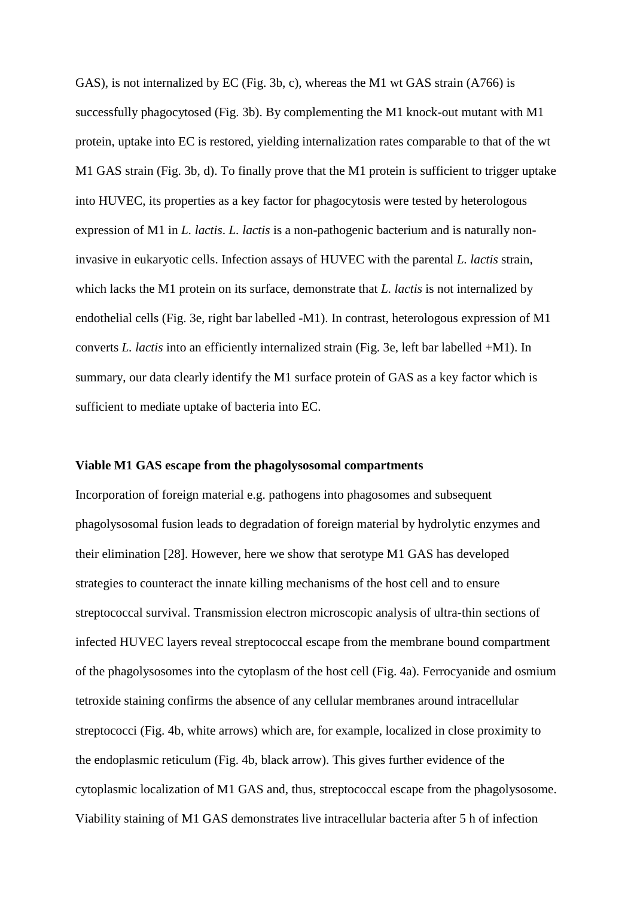GAS), is not internalized by EC (Fig. 3b, c), whereas the M1 wt GAS strain (A766) is successfully phagocytosed (Fig. 3b). By complementing the M1 knock-out mutant with M1 protein, uptake into EC is restored, yielding internalization rates comparable to that of the wt M1 GAS strain (Fig. 3b, d). To finally prove that the M1 protein is sufficient to trigger uptake into HUVEC, its properties as a key factor for phagocytosis were tested by heterologous expression of M1 in *L. lactis*. *L. lactis* is a non-pathogenic bacterium and is naturally non-invasive in eukaryotic cells. Infection assays of HUVEC with the parental *L. lactis* strain, which lacks the M1 protein on its surface, demonstrate that *L. lactis* is not internalized by endothelial cells (Fig. 3e, right bar labelled -M1). In contrast, heterologous expression of M1 converts *L. lactis* into an efficiently internalized strain (Fig. 3e, left bar labelled +M1). In summary, our data clearly identify the M1 surface protein of GAS as a key factor which is sufficient to mediate uptake of bacteria into EC.

**Viable M1 GAS escape from the phagolysosomal compartments**

Incorporation of foreign material e.g. pathogens into phagosomes and subsequent phagolysosomal fusion leads to degradation of foreign material by hydrolytic enzymes and their elimination [28]. However, here we show that serotype M1 GAS has developed strategies to counteract the innate killing mechanisms of the host cell and to ensure streptococcal survival. Transmission electron microscopic analysis of ultra-thin sections of infected HUVEC layers reveal streptococcal escape from the membrane bound compartment of the phagolysosomes into the cytoplasm of the host cell (Fig. 4a). Ferrocyanide and osmium tetroxide staining confirms the absence of any cellular membranes around intracellular streptococci (Fig. 4b, white arrows) which are, for example, localized in close proximity to the endoplasmic reticulum (Fig. 4b, black arrow). This gives further evidence of the cytoplasmic localization of M1 GAS and, thus, streptococcal escape from the phagolysosome. Viability staining of M1 GAS demonstrates live intracellular bacteria after 5 h of infection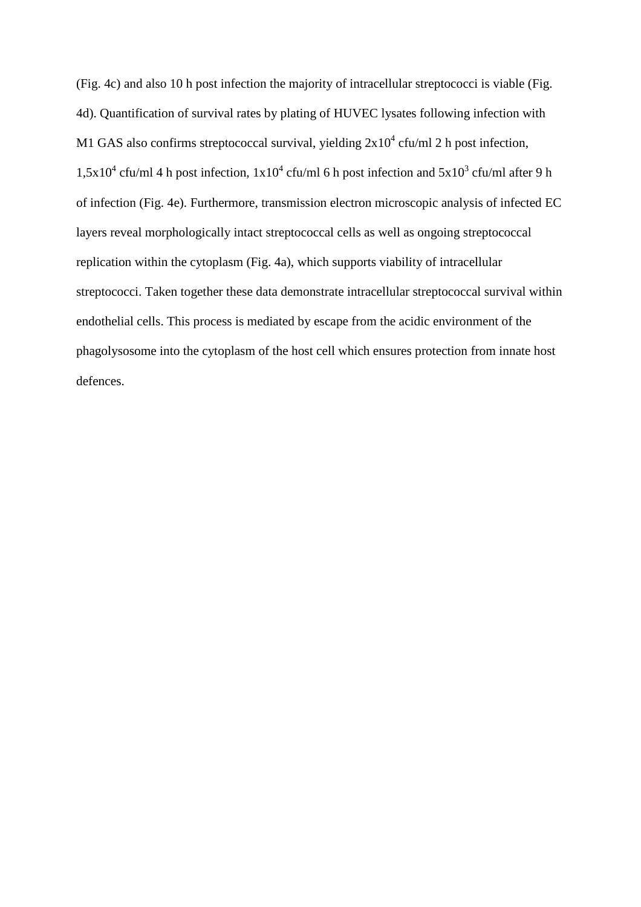(Fig. 4c) and also 10 h post infection the majority of intracellular streptococci is viable (Fig. 4d). Quantification of survival rates by plating of HUVEC lysates following infection with M1 GAS also confirms streptococcal survival, yielding $2x10^4$ cfu/ml 2 h post infection, $1,5x10^4$ cfu/ml 4 h post infection, $1x10^4$ cfu/ml 6 h post infection and $5x10^3$ cfu/ml after 9 h of infection (Fig. 4e). Furthermore, transmission electron microscopic analysis of infected EC layers reveal morphologically intact streptococcal cells as well as ongoing streptococcal replication within the cytoplasm (Fig. 4a), which supports viability of intracellular streptococci. Taken together these data demonstrate intracellular streptococcal survival within endothelial cells. This process is mediated by escape from the acidic environment of the phagolysosome into the cytoplasm of the host cell which ensures protection from innate host defences.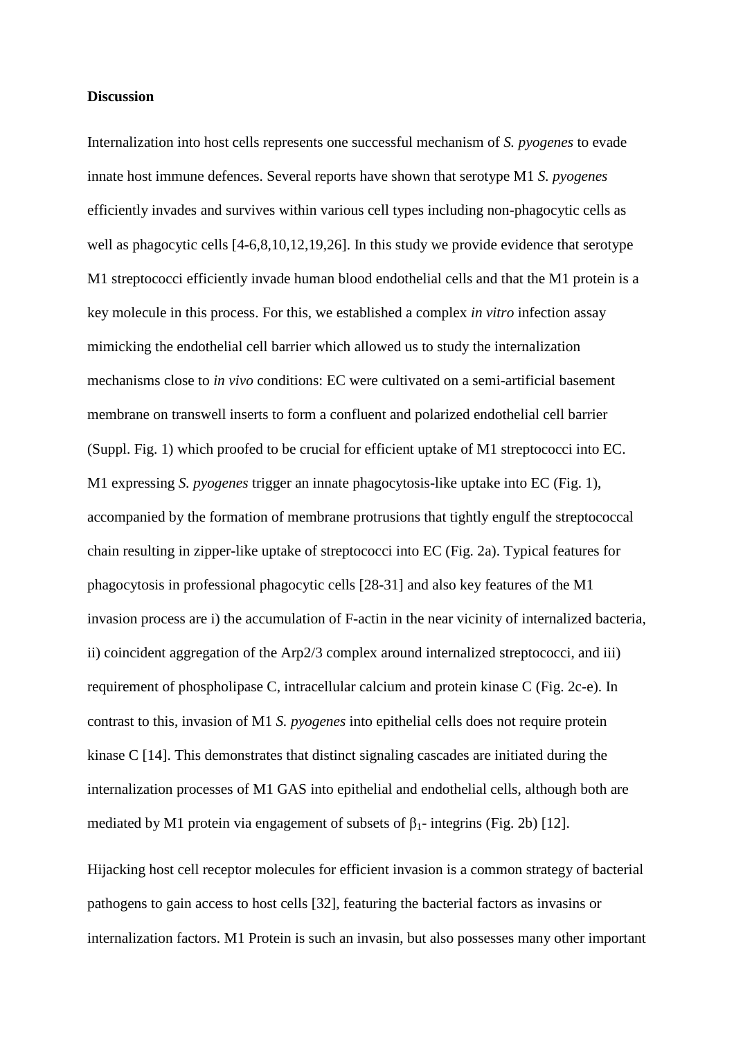**Discussion**

Internalization into host cells represents one successful mechanism of *S. pyogenes* to evade innate host immune defences. Several reports have shown that serotype M1 *S. pyogenes* efficiently invades and survives within various cell types including non-phagocytic cells as well as phagocytic cells [4-6,8,10,12,19,26]. In this study we provide evidence that serotype M1 streptococci efficiently invade human blood endothelial cells and that the M1 protein is a key molecule in this process. For this, we established a complex *in vitro* infection assay mimicking the endothelial cell barrier which allowed us to study the internalization mechanisms close to *in vivo* conditions: EC were cultivated on a semi-artificial basement membrane on transwell inserts to form a confluent and polarized endothelial cell barrier (Suppl. Fig. 1) which proofed to be crucial for efficient uptake of M1 streptococci into EC. M1 expressing *S. pyogenes* trigger an innate phagocytosis-like uptake into EC (Fig. 1), accompanied by the formation of membrane protrusions that tightly engulf the streptococcal chain resulting in zipper-like uptake of streptococci into EC (Fig. 2a). Typical features for phagocytosis in professional phagocytic cells [28-31] and also key features of the M1 invasion process are i) the accumulation of F-actin in the near vicinity of internalized bacteria, ii) coincident aggregation of the Arp2/3 complex around internalized streptococci, and iii) requirement of phospholipase C, intracellular calcium and protein kinase C (Fig. 2c-e). In contrast to this, invasion of M1 *S. pyogenes* into epithelial cells does not require protein kinase C [14]. This demonstrates that distinct signaling cascades are initiated during the internalization processes of M1 GAS into epithelial and endothelial cells, although both are mediated by M1 protein via engagement of subsets of $\beta_1$- integrins (Fig. 2b) [12].

Hijacking host cell receptor molecules for efficient invasion is a common strategy of bacterial pathogens to gain access to host cells [32], featuring the bacterial factors as invasins or internalization factors. M1 Protein is such an invasin, but also possesses many other important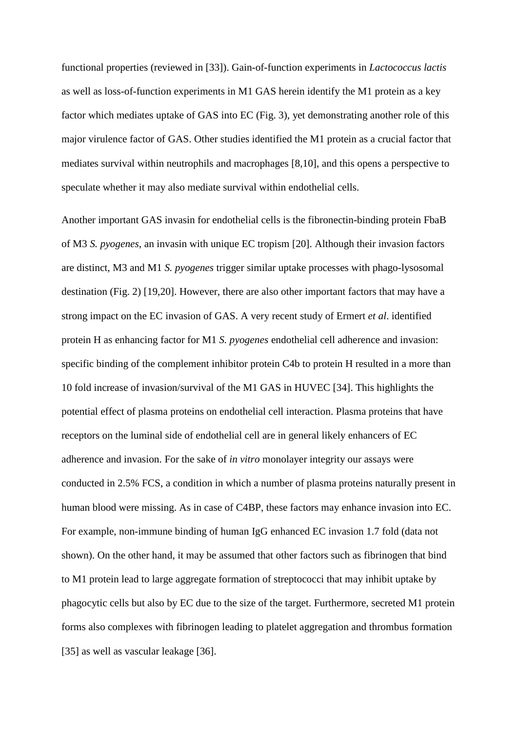functional properties (reviewed in [33]). Gain-of-function experiments in *Lactococcus lactis* as well as loss-of-function experiments in M1 GAS herein identify the M1 protein as a key factor which mediates uptake of GAS into EC (Fig. 3), yet demonstrating another role of this major virulence factor of GAS. Other studies identified the M1 protein as a crucial factor that mediates survival within neutrophils and macrophages [8,10], and this opens a perspective to speculate whether it may also mediate survival within endothelial cells.

Another important GAS invasin for endothelial cells is the fibronectin-binding protein FbaB of M3 *S. pyogenes*, an invasin with unique EC tropism [20]. Although their invasion factors are distinct, M3 and M1 *S. pyogenes* trigger similar uptake processes with phago-lysosomal destination (Fig. 2) [19,20]. However, there are also other important factors that may have a strong impact on the EC invasion of GAS. A very recent study of Ermert *et al*. identified protein H as enhancing factor for M1 *S. pyogenes* endothelial cell adherence and invasion: specific binding of the complement inhibitor protein C4b to protein H resulted in a more than 10 fold increase of invasion/survival of the M1 GAS in HUVEC [34]. This highlights the potential effect of plasma proteins on endothelial cell interaction. Plasma proteins that have receptors on the luminal side of endothelial cell are in general likely enhancers of EC adherence and invasion. For the sake of *in vitro* monolayer integrity our assays were conducted in 2.5% FCS, a condition in which a number of plasma proteins naturally present in human blood were missing. As in case of C4BP, these factors may enhance invasion into EC. For example, non-immune binding of human IgG enhanced EC invasion 1.7 fold (data not shown). On the other hand, it may be assumed that other factors such as fibrinogen that bind to M1 protein lead to large aggregate formation of streptococci that may inhibit uptake by phagocytic cells but also by EC due to the size of the target. Furthermore, secreted M1 protein forms also complexes with fibrinogen leading to platelet aggregation and thrombus formation [35] as well as vascular leakage [36].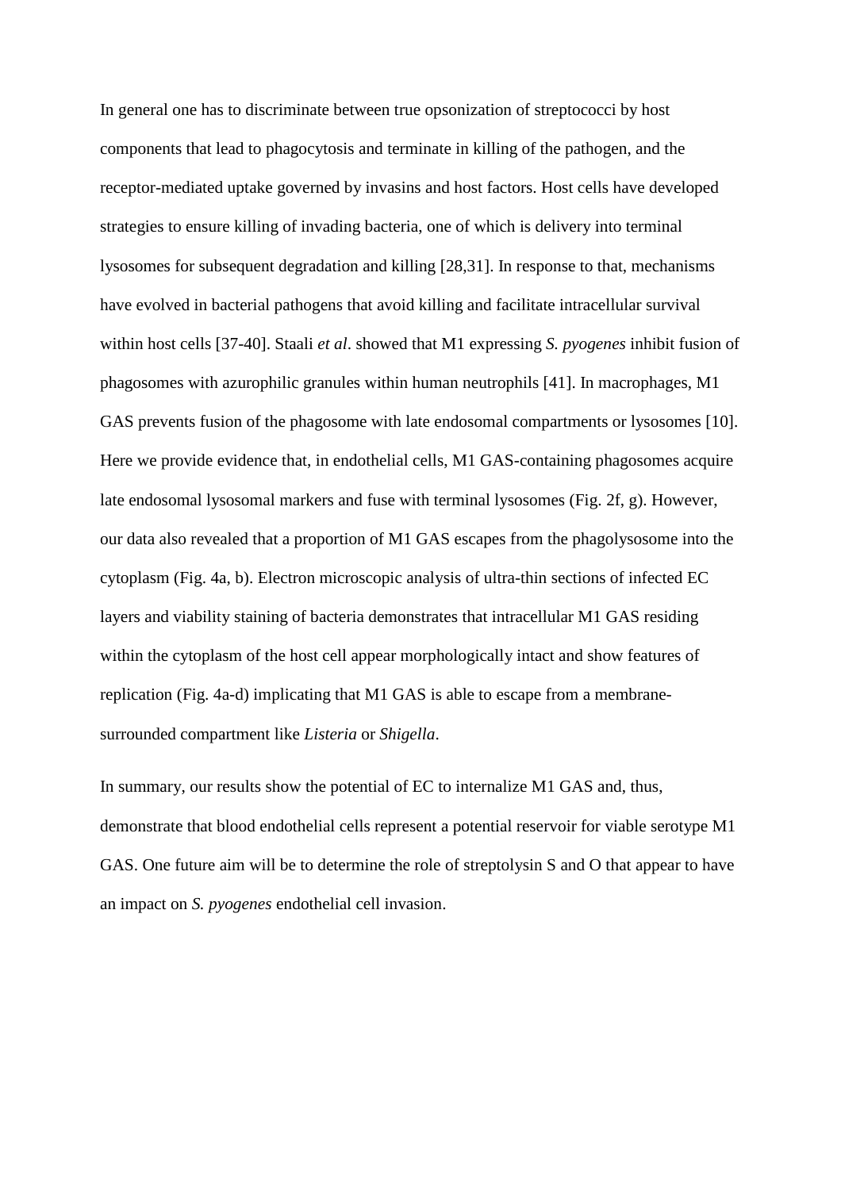In general one has to discriminate between true opsonization of streptococci by host components that lead to phagocytosis and terminate in killing of the pathogen, and the receptor-mediated uptake governed by invasins and host factors. Host cells have developed strategies to ensure killing of invading bacteria, one of which is delivery into terminal lysosomes for subsequent degradation and killing [28,31]. In response to that, mechanisms have evolved in bacterial pathogens that avoid killing and facilitate intracellular survival within host cells [37-40]. Staali *et al*. showed that M1 expressing *S. pyogenes* inhibit fusion of phagosomes with azurophilic granules within human neutrophils [41]. In macrophages, M1 GAS prevents fusion of the phagosome with late endosomal compartments or lysosomes [10]. Here we provide evidence that, in endothelial cells, M1 GAS-containing phagosomes acquire late endosomal lysosomal markers and fuse with terminal lysosomes (Fig. 2f, g). However, our data also revealed that a proportion of M1 GAS escapes from the phagolysosome into the cytoplasm (Fig. 4a, b). Electron microscopic analysis of ultra-thin sections of infected EC layers and viability staining of bacteria demonstrates that intracellular M1 GAS residing within the cytoplasm of the host cell appear morphologically intact and show features of replication (Fig. 4a-d) implicating that M1 GAS is able to escape from a membrane-surrounded compartment like *Listeria* or *Shigella*.

In summary, our results show the potential of EC to internalize M1 GAS and, thus, demonstrate that blood endothelial cells represent a potential reservoir for viable serotype M1 GAS. One future aim will be to determine the role of streptolysin S and O that appear to have an impact on *S. pyogenes* endothelial cell invasion.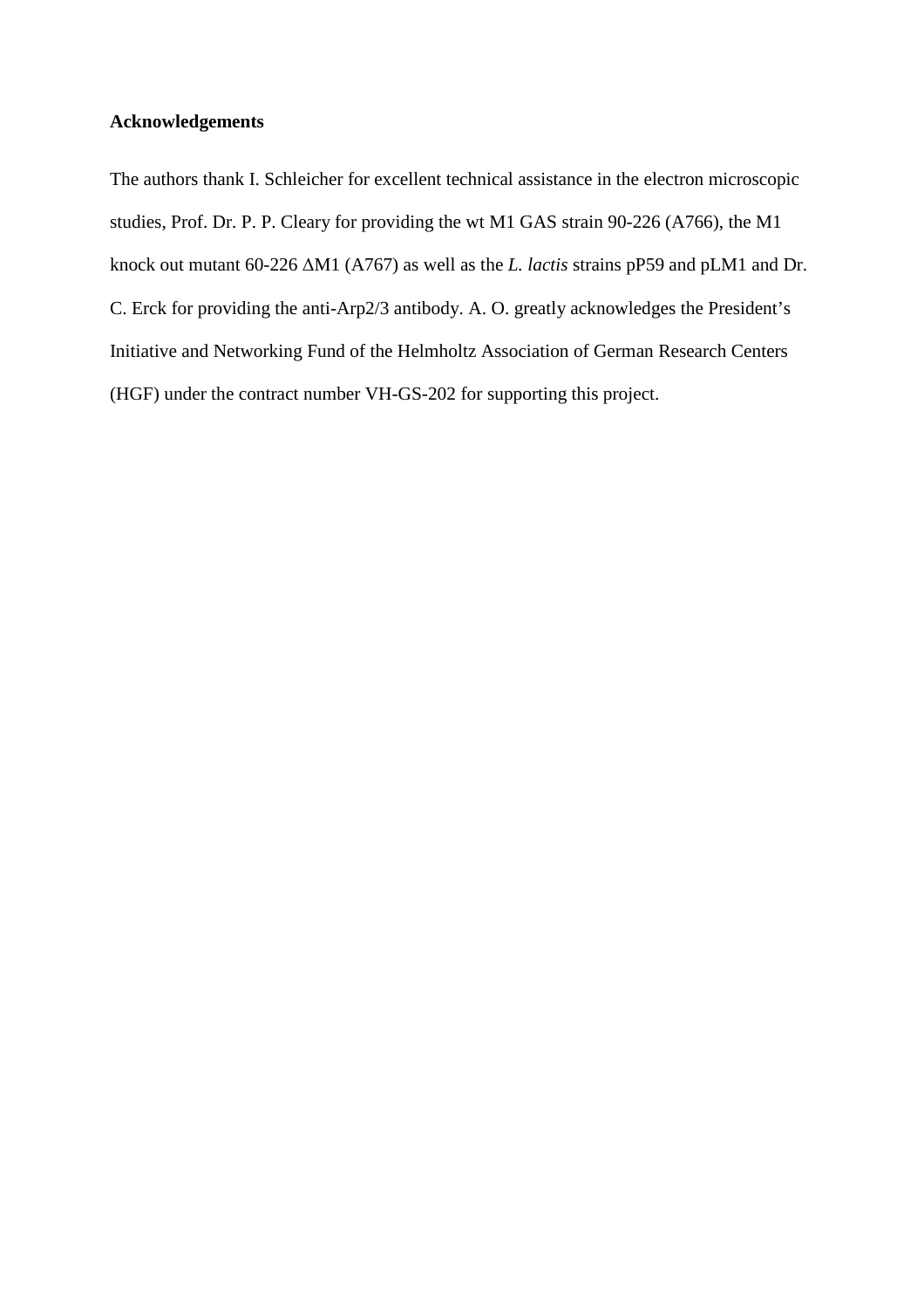**Acknowledgements**

The authors thank I. Schleicher for excellent technical assistance in the electron microscopic studies, Prof. Dr. P. P. Cleary for providing the wt M1 GAS strain 90-226 (A766), the M1 knock out mutant 60-226 ΔM1 (A767) as well as the *L. lactis* strains pP59 and pLM1 and Dr. C. Erck for providing the anti-Arp2/3 antibody. A. O. greatly acknowledges the President's Initiative and Networking Fund of the Helmholtz Association of German Research Centers (HGF) under the contract number VH-GS-202 for supporting this project.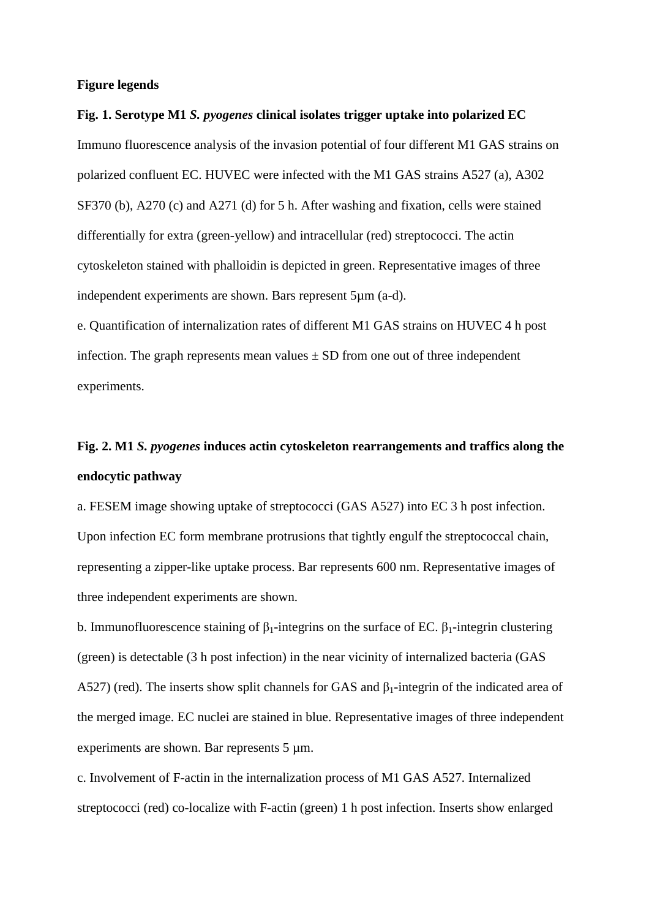**Figure legends**

**Fig. 1. Serotype M1 *S. pyogenes* clinical isolates trigger uptake into polarized EC**

Immuno fluorescence analysis of the invasion potential of four different M1 GAS strains on polarized confluent EC. HUVEC were infected with the M1 GAS strains A527 (a), A302 SF370 (b), A270 (c) and A271 (d) for 5 h. After washing and fixation, cells were stained differentially for extra (green-yellow) and intracellular (red) streptococci. The actin cytoskeleton stained with phalloidin is depicted in green. Representative images of three independent experiments are shown. Bars represent 5µm (a-d).

e. Quantification of internalization rates of different M1 GAS strains on HUVEC 4 h post infection. The graph represents mean values ± SD from one out of three independent experiments.

**Fig. 2. M1 *S. pyogenes* induces actin cytoskeleton rearrangements and traffics along the endocytic pathway**

a. FESEM image showing uptake of streptococci (GAS A527) into EC 3 h post infection. Upon infection EC form membrane protrusions that tightly engulf the streptococcal chain, representing a zipper-like uptake process. Bar represents 600 nm. Representative images of three independent experiments are shown.

b. Immunofluorescence staining of $\beta_1$-integrins on the surface of EC. $\beta_1$-integrin clustering (green) is detectable (3 h post infection) in the near vicinity of internalized bacteria (GAS A527) (red). The inserts show split channels for GAS and $\beta_1$-integrin of the indicated area of the merged image. EC nuclei are stained in blue. Representative images of three independent experiments are shown. Bar represents 5 µm.

c. Involvement of F-actin in the internalization process of M1 GAS A527. Internalized streptococci (red) co-localize with F-actin (green) 1 h post infection. Inserts show enlarged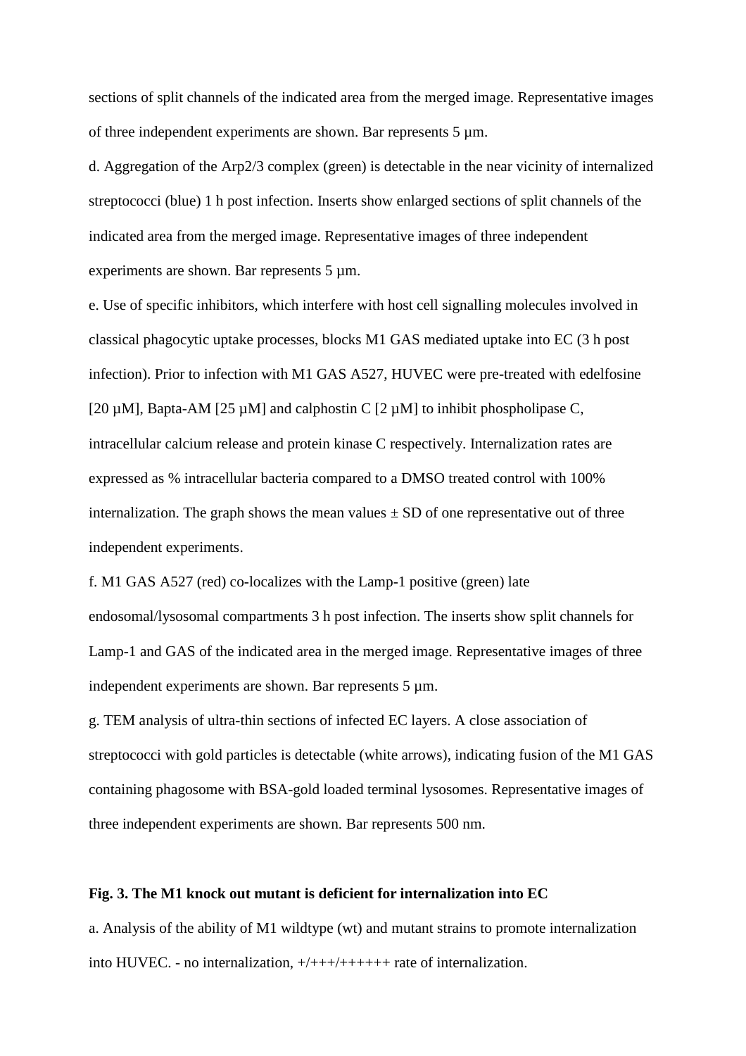sections of split channels of the indicated area from the merged image. Representative images of three independent experiments are shown. Bar represents 5 µm.

d. Aggregation of the Arp2/3 complex (green) is detectable in the near vicinity of internalized streptococci (blue) 1 h post infection. Inserts show enlarged sections of split channels of the indicated area from the merged image. Representative images of three independent experiments are shown. Bar represents 5 µm.

e. Use of specific inhibitors, which interfere with host cell signalling molecules involved in classical phagocytic uptake processes, blocks M1 GAS mediated uptake into EC (3 h post infection). Prior to infection with M1 GAS A527, HUVEC were pre-treated with edelfosine [20 µM], Bapta-AM [25 µM] and calphostin C [2 µM] to inhibit phospholipase C, intracellular calcium release and protein kinase C respectively. Internalization rates are expressed as % intracellular bacteria compared to a DMSO treated control with 100% internalization. The graph shows the mean values ± SD of one representative out of three independent experiments.

f. M1 GAS A527 (red) co-localizes with the Lamp-1 positive (green) late endosomal/lysosomal compartments 3 h post infection. The inserts show split channels for Lamp-1 and GAS of the indicated area in the merged image. Representative images of three independent experiments are shown. Bar represents 5 µm.

g. TEM analysis of ultra-thin sections of infected EC layers. A close association of streptococci with gold particles is detectable (white arrows), indicating fusion of the M1 GAS containing phagosome with BSA-gold loaded terminal lysosomes. Representative images of three independent experiments are shown. Bar represents 500 nm.

**Fig. 3. The M1 knock out mutant is deficient for internalization into EC**

a. Analysis of the ability of M1 wildtype (wt) and mutant strains to promote internalization into HUVEC. - no internalization, +/+++/++++++ rate of internalization.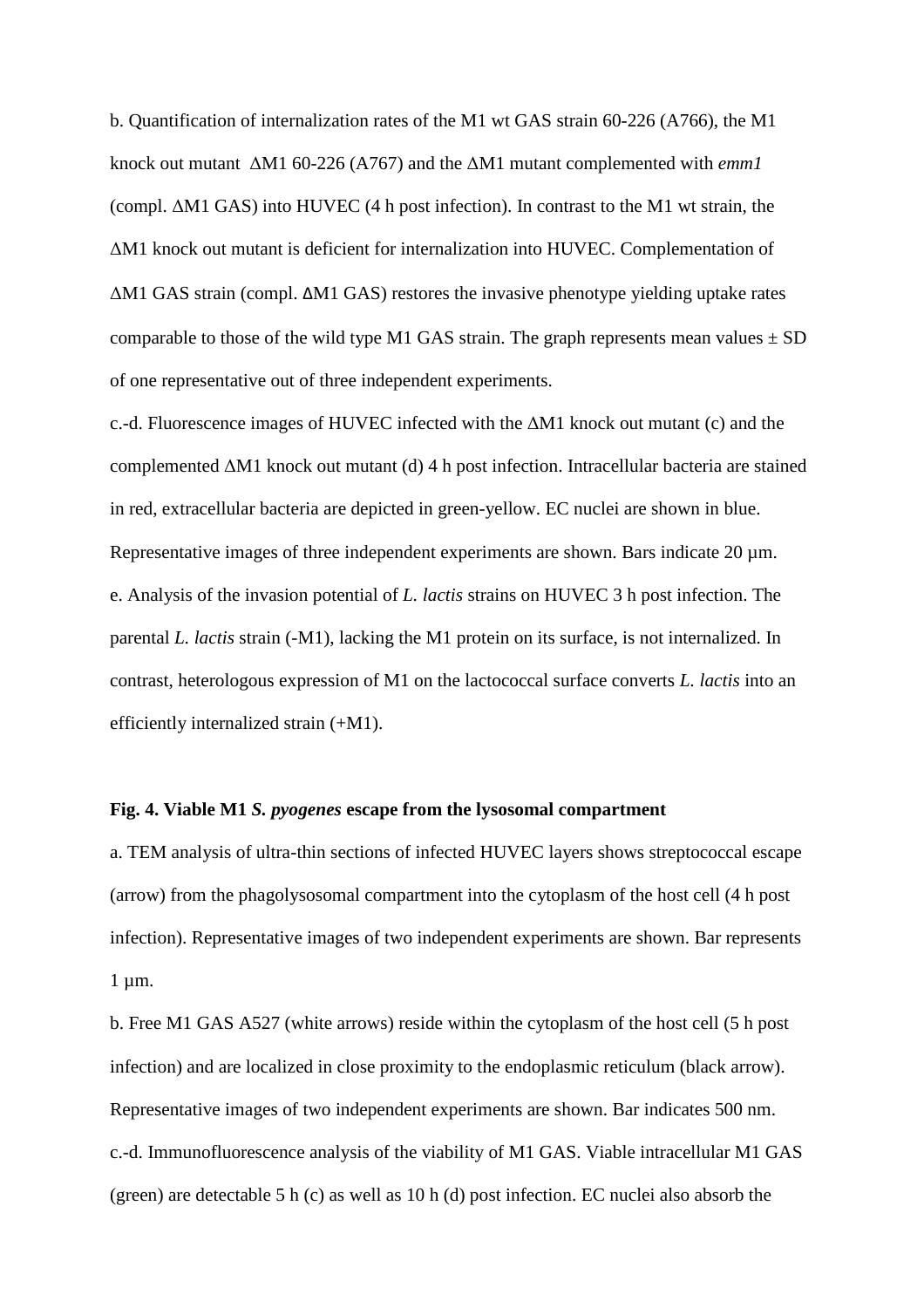b. Quantification of internalization rates of the M1 wt GAS strain 60-226 (A766), the M1 knock out mutant ΔM1 60-226 (A767) and the ΔM1 mutant complemented with *emm1* (compl. ΔM1 GAS) into HUVEC (4 h post infection). In contrast to the M1 wt strain, the ΔM1 knock out mutant is deficient for internalization into HUVEC. Complementation of ΔM1 GAS strain (compl. ΔM1 GAS) restores the invasive phenotype yielding uptake rates comparable to those of the wild type M1 GAS strain. The graph represents mean values ± SD of one representative out of three independent experiments.

c.-d. Fluorescence images of HUVEC infected with the ΔM1 knock out mutant (c) and the complemented ΔM1 knock out mutant (d) 4 h post infection. Intracellular bacteria are stained in red, extracellular bacteria are depicted in green-yellow. EC nuclei are shown in blue. Representative images of three independent experiments are shown. Bars indicate 20 µm.

e. Analysis of the invasion potential of *L. lactis* strains on HUVEC 3 h post infection. The parental *L. lactis* strain (-M1), lacking the M1 protein on its surface, is not internalized. In contrast, heterologous expression of M1 on the lactococcal surface converts *L. lactis* into an efficiently internalized strain (+M1).

**Fig. 4. Viable M1 *S. pyogenes* escape from the lysosomal compartment**

a. TEM analysis of ultra-thin sections of infected HUVEC layers shows streptococcal escape (arrow) from the phagolysosomal compartment into the cytoplasm of the host cell (4 h post infection). Representative images of two independent experiments are shown. Bar represents 1 µm.

b. Free M1 GAS A527 (white arrows) reside within the cytoplasm of the host cell (5 h post infection) and are localized in close proximity to the endoplasmic reticulum (black arrow). Representative images of two independent experiments are shown. Bar indicates 500 nm.

c.-d. Immunofluorescence analysis of the viability of M1 GAS. Viable intracellular M1 GAS (green) are detectable 5 h (c) as well as 10 h (d) post infection. EC nuclei also absorb the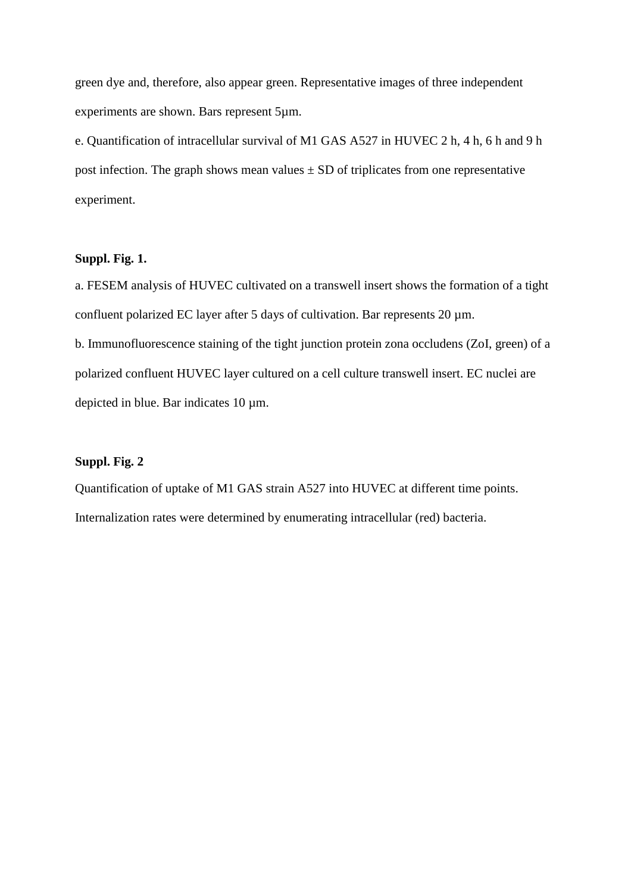green dye and, therefore, also appear green. Representative images of three independent experiments are shown. Bars represent 5µm.

e. Quantification of intracellular survival of M1 GAS A527 in HUVEC 2 h, 4 h, 6 h and 9 h post infection. The graph shows mean values ± SD of triplicates from one representative experiment.

**Suppl. Fig. 1.**

a. FESEM analysis of HUVEC cultivated on a transwell insert shows the formation of a tight confluent polarized EC layer after 5 days of cultivation. Bar represents 20 µm.

b. Immunofluorescence staining of the tight junction protein zona occludens (ZoI, green) of a polarized confluent HUVEC layer cultured on a cell culture transwell insert. EC nuclei are depicted in blue. Bar indicates 10 µm.

**Suppl. Fig. 2**

Quantification of uptake of M1 GAS strain A527 into HUVEC at different time points. Internalization rates were determined by enumerating intracellular (red) bacteria.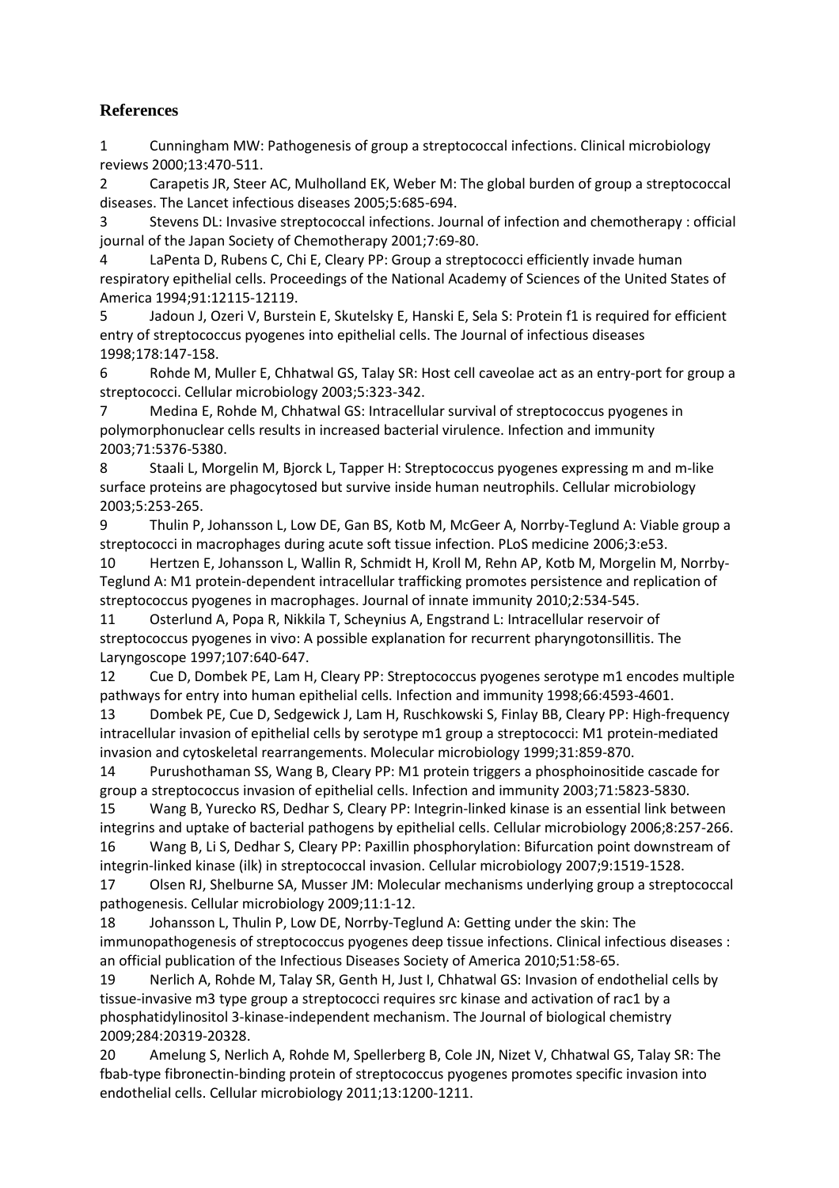## References

1 Cunningham MW: Pathogenesis of group a streptococcal infections. Clinical microbiology reviews 2000;13:470-511.

2 Carapetis JR, Steer AC, Mulholland EK, Weber M: The global burden of group a streptococcal diseases. The Lancet infectious diseases 2005;5:685-694.

3 Stevens DL: Invasive streptococcal infections. Journal of infection and chemotherapy : official journal of the Japan Society of Chemotherapy 2001;7:69-80.

4 LaPenta D, Rubens C, Chi E, Cleary PP: Group a streptococci efficiently invade human respiratory epithelial cells. Proceedings of the National Academy of Sciences of the United States of America 1994;91:12115-12119.

5 Jadoun J, Ozeri V, Burstein E, Skutelsky E, Hanski E, Sela S: Protein f1 is required for efficient entry of streptococcus pyogenes into epithelial cells. The Journal of infectious diseases 1998;178:147-158.

6 Rohde M, Muller E, Chhatwal GS, Talay SR: Host cell caveolae act as an entry-port for group a streptococci. Cellular microbiology 2003;5:323-342.

7 Medina E, Rohde M, Chhatwal GS: Intracellular survival of streptococcus pyogenes in polymorphonuclear cells results in increased bacterial virulence. Infection and immunity 2003;71:5376-5380.

8 Staali L, Morgelin M, Bjorck L, Tapper H: Streptococcus pyogenes expressing m and m-like surface proteins are phagocytosed but survive inside human neutrophils. Cellular microbiology 2003;5:253-265.

9 Thulin P, Johansson L, Low DE, Gan BS, Kotb M, McGeer A, Norrby-Teglund A: Viable group a streptococci in macrophages during acute soft tissue infection. PLoS medicine 2006;3:e53.

10 Hertzen E, Johansson L, Wallin R, Schmidt H, Kroll M, Rehn AP, Kotb M, Morgelin M, Norrby-Teglund A: M1 protein-dependent intracellular trafficking promotes persistence and replication of streptococcus pyogenes in macrophages. Journal of innate immunity 2010;2:534-545.

11 Osterlund A, Popa R, Nikkila T, Scheynius A, Engstrand L: Intracellular reservoir of streptococcus pyogenes in vivo: A possible explanation for recurrent pharyngotonsillitis. The Laryngoscope 1997;107:640-647.

12 Cue D, Dombek PE, Lam H, Cleary PP: Streptococcus pyogenes serotype m1 encodes multiple pathways for entry into human epithelial cells. Infection and immunity 1998;66:4593-4601.

13 Dombek PE, Cue D, Sedgewick J, Lam H, Ruschkowski S, Finlay BB, Cleary PP: High-frequency intracellular invasion of epithelial cells by serotype m1 group a streptococci: M1 protein-mediated invasion and cytoskeletal rearrangements. Molecular microbiology 1999;31:859-870.

14 Purushothaman SS, Wang B, Cleary PP: M1 protein triggers a phosphoinositide cascade for group a streptococcus invasion of epithelial cells. Infection and immunity 2003;71:5823-5830.

15 Wang B, Yurecko RS, Dedhar S, Cleary PP: Integrin-linked kinase is an essential link between integrins and uptake of bacterial pathogens by epithelial cells. Cellular microbiology 2006;8:257-266.

16 Wang B, Li S, Dedhar S, Cleary PP: Paxillin phosphorylation: Bifurcation point downstream of integrin-linked kinase (ilk) in streptococcal invasion. Cellular microbiology 2007;9:1519-1528.

17 Olsen RJ, Shelburne SA, Musser JM: Molecular mechanisms underlying group a streptococcal pathogenesis. Cellular microbiology 2009;11:1-12.

18 Johansson L, Thulin P, Low DE, Norrby-Teglund A: Getting under the skin: The immunopathogenesis of streptococcus pyogenes deep tissue infections. Clinical infectious diseases : an official publication of the Infectious Diseases Society of America 2010;51:58-65.

19 Nerlich A, Rohde M, Talay SR, Genth H, Just I, Chhatwal GS: Invasion of endothelial cells by tissue-invasive m3 type group a streptococci requires src kinase and activation of rac1 by a phosphatidylinositol 3-kinase-independent mechanism. The Journal of biological chemistry 2009;284:20319-20328.

20 Amelung S, Nerlich A, Rohde M, Spellerberg B, Cole JN, Nizet V, Chhatwal GS, Talay SR: The fbab-type fibronectin-binding protein of streptococcus pyogenes promotes specific invasion into endothelial cells. Cellular microbiology 2011;13:1200-1211.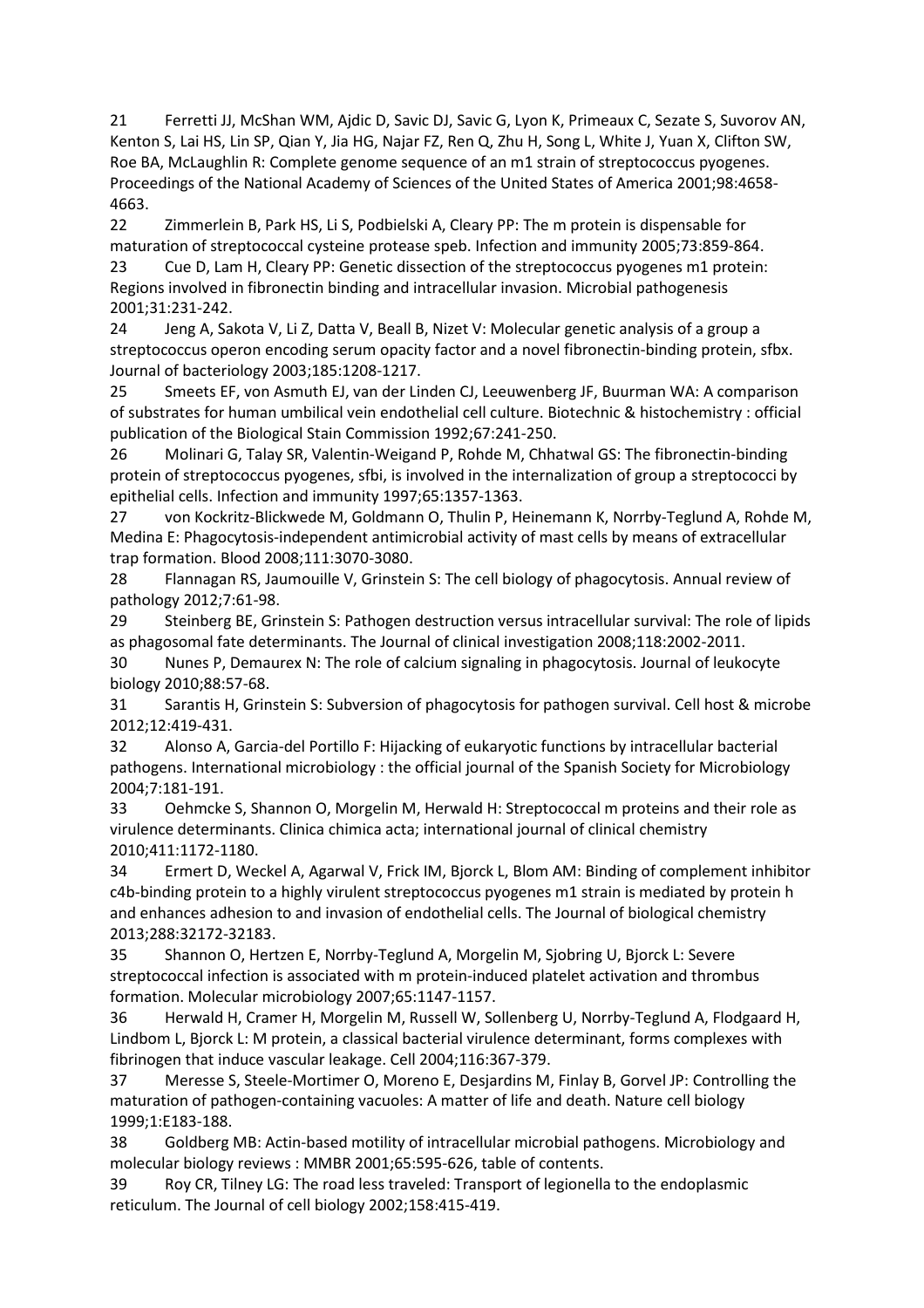21 Ferretti JJ, McShan WM, Ajdic D, Savic DJ, Savic G, Lyon K, Primeaux C, Sezate S, Suvorov AN, Kenton S, Lai HS, Lin SP, Qian Y, Jia HG, Najar FZ, Ren Q, Zhu H, Song L, White J, Yuan X, Clifton SW, Roe BA, McLaughlin R: Complete genome sequence of an m1 strain of streptococcus pyogenes. Proceedings of the National Academy of Sciences of the United States of America 2001;98:4658-4663.

22 Zimmerlein B, Park HS, Li S, Podbielski A, Cleary PP: The m protein is dispensable for maturation of streptococcal cysteine protease speb. Infection and immunity 2005;73:859-864.

23 Cue D, Lam H, Cleary PP: Genetic dissection of the streptococcus pyogenes m1 protein: Regions involved in fibronectin binding and intracellular invasion. Microbial pathogenesis 2001;31:231-242.

24 Jeng A, Sakota V, Li Z, Datta V, Beall B, Nizet V: Molecular genetic analysis of a group a streptococcus operon encoding serum opacity factor and a novel fibronectin-binding protein, sfbx. Journal of bacteriology 2003;185:1208-1217.

25 Smeets EF, von Asmuth EJ, van der Linden CJ, Leeuwenberg JF, Buurman WA: A comparison of substrates for human umbilical vein endothelial cell culture. Biotechnic & histochemistry : official publication of the Biological Stain Commission 1992;67:241-250.

26 Molinari G, Talay SR, Valentin-Weigand P, Rohde M, Chhatwal GS: The fibronectin-binding protein of streptococcus pyogenes, sfbi, is involved in the internalization of group a streptococci by epithelial cells. Infection and immunity 1997;65:1357-1363.

27 von Kockritz-Blickwede M, Goldmann O, Thulin P, Heinemann K, Norrby-Teglund A, Rohde M, Medina E: Phagocytosis-independent antimicrobial activity of mast cells by means of extracellular trap formation. Blood 2008;111:3070-3080.

28 Flannagan RS, Jaumouille V, Grinstein S: The cell biology of phagocytosis. Annual review of pathology 2012;7:61-98.

29 Steinberg BE, Grinstein S: Pathogen destruction versus intracellular survival: The role of lipids as phagosomal fate determinants. The Journal of clinical investigation 2008;118:2002-2011.

30 Nunes P, Demaurex N: The role of calcium signaling in phagocytosis. Journal of leukocyte biology 2010;88:57-68.

31 Sarantis H, Grinstein S: Subversion of phagocytosis for pathogen survival. Cell host & microbe 2012;12:419-431.

32 Alonso A, Garcia-del Portillo F: Hijacking of eukaryotic functions by intracellular bacterial pathogens. International microbiology : the official journal of the Spanish Society for Microbiology 2004;7:181-191.

33 Oehmcke S, Shannon O, Morgelin M, Herwald H: Streptococcal m proteins and their role as virulence determinants. Clinica chimica acta; international journal of clinical chemistry 2010;411:1172-1180.

34 Ermert D, Weckel A, Agarwal V, Frick IM, Bjorck L, Blom AM: Binding of complement inhibitor c4b-binding protein to a highly virulent streptococcus pyogenes m1 strain is mediated by protein h and enhances adhesion to and invasion of endothelial cells. The Journal of biological chemistry 2013;288:32172-32183.

35 Shannon O, Hertzen E, Norrby-Teglund A, Morgelin M, Sjobring U, Bjorck L: Severe streptococcal infection is associated with m protein-induced platelet activation and thrombus formation. Molecular microbiology 2007;65:1147-1157.

36 Herwald H, Cramer H, Morgelin M, Russell W, Sollenberg U, Norrby-Teglund A, Flodgaard H, Lindbom L, Bjorck L: M protein, a classical bacterial virulence determinant, forms complexes with fibrinogen that induce vascular leakage. Cell 2004;116:367-379.

37 Meresse S, Steele-Mortimer O, Moreno E, Desjardins M, Finlay B, Gorvel JP: Controlling the maturation of pathogen-containing vacuoles: A matter of life and death. Nature cell biology 1999;1:E183-188.

38 Goldberg MB: Actin-based motility of intracellular microbial pathogens. Microbiology and molecular biology reviews : MMBR 2001;65:595-626, table of contents.

39 Roy CR, Tilney LG: The road less traveled: Transport of legionella to the endoplasmic reticulum. The Journal of cell biology 2002;158:415-419.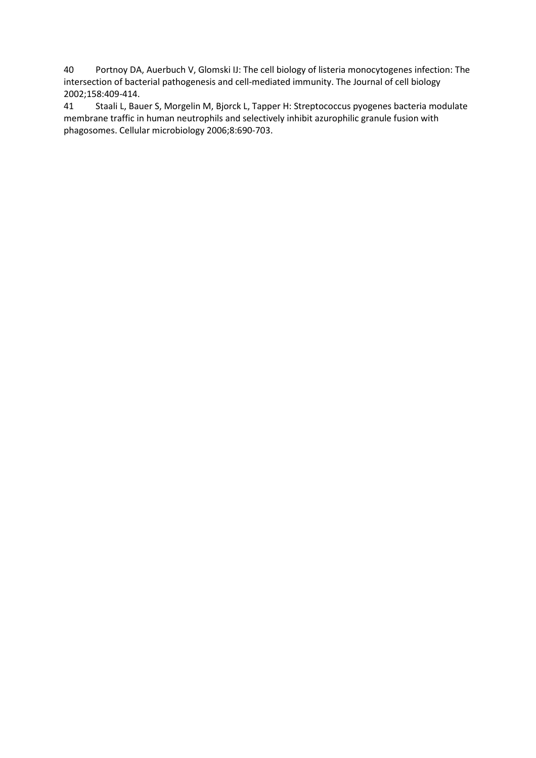40 Portnoy DA, Auerbuch V, Glomski IJ: The cell biology of listeria monocytogenes infection: The intersection of bacterial pathogenesis and cell-mediated immunity. The Journal of cell biology 2002;158:409-414.

41 Staali L, Bauer S, Morgelin M, Bjorck L, Tapper H: Streptococcus pyogenes bacteria modulate membrane traffic in human neutrophils and selectively inhibit azurophilic granule fusion with phagosomes. Cellular microbiology 2006;8:690-703.